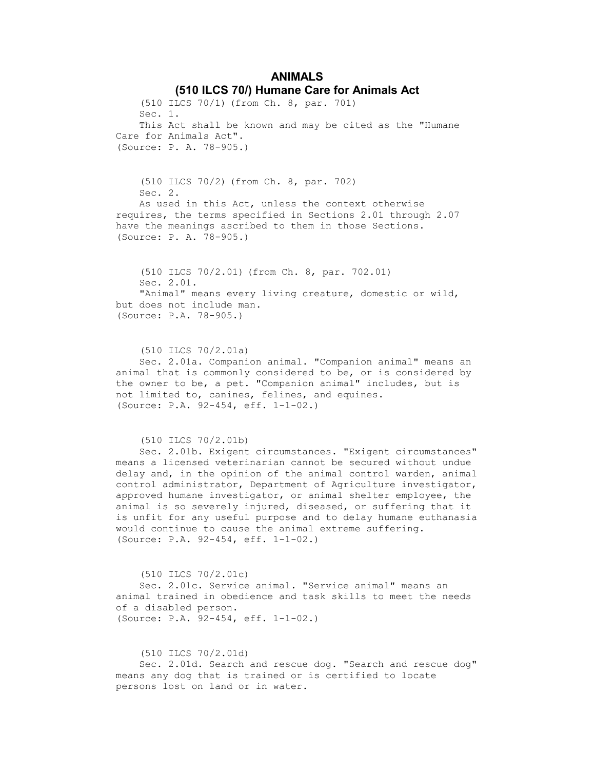# ANIMALS

## (510 ILCS 70/) Humane Care for Animals Act

(510 ILCS 70/1) (from Ch. 8, par. 701)

Sec. 1.

This Act shall be known and may be cited as the "Humane Care for Animals Act".

(Source: P. A. 78-905.)

(510 ILCS 70/2) (from Ch. 8, par. 702)

Sec. 2.

As used in this Act, unless the context otherwise requires, the terms specified in Sections 2.01 through 2.07 have the meanings ascribed to them in those Sections.

(Source: P. A. 78-905.)

(510 ILCS 70/2.01) (from Ch. 8, par. 702.01)

Sec. 2.01.

"Animal" means every living creature, domestic or wild, but does not include man.

(Source: P.A. 78-905.)

(510 ILCS 70/2.01a)

Sec. 2.01a. Companion animal. "Companion animal" means an animal that is commonly considered to be, or is considered by the owner to be, a pet. "Companion animal" includes, but is not limited to, canines, felines, and equines.

(Source: P.A. 92-454, eff. 1-1-02.)

(510 ILCS 70/2.01b)

Sec. 2.01b. Exigent circumstances. "Exigent circumstances" means a licensed veterinarian cannot be secured without undue delay and, in the opinion of the animal control warden, animal control administrator, Department of Agriculture investigator, approved humane investigator, or animal shelter employee, the animal is so severely injured, diseased, or suffering that it is unfit for any useful purpose and to delay humane euthanasia would continue to cause the animal extreme suffering.

(Source: P.A. 92-454, eff. 1-1-02.)

(510 ILCS 70/2.01c)

Sec. 2.01c. Service animal. "Service animal" means an animal trained in obedience and task skills to meet the needs of a disabled person.

(Source: P.A. 92-454, eff. 1-1-02.)

(510 ILCS 70/2.01d)

Sec. 2.01d. Search and rescue dog. "Search and rescue dog" means any dog that is trained or is certified to locate persons lost on land or in water.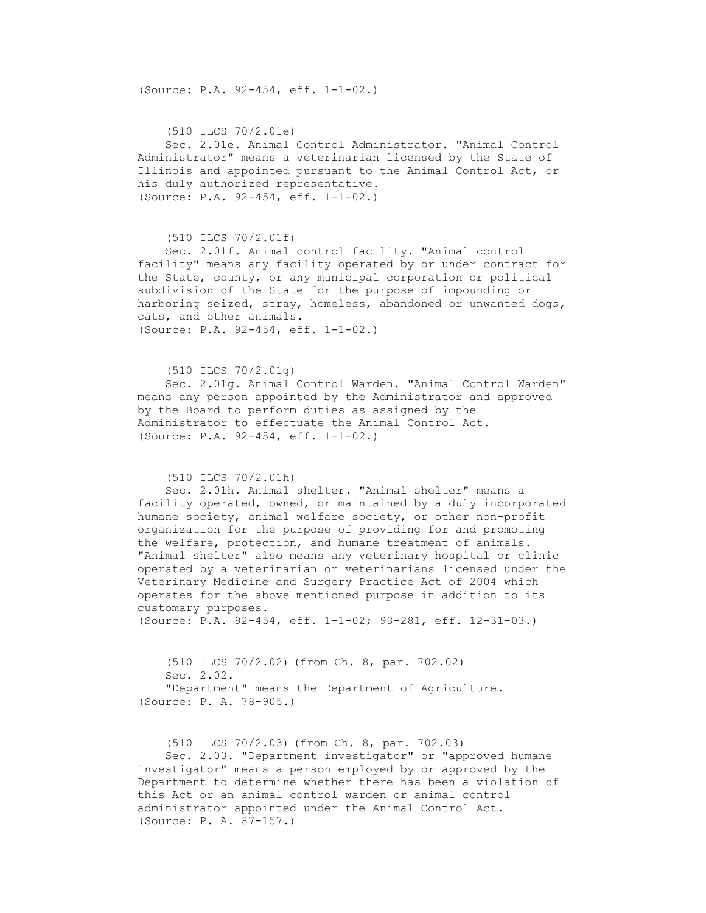(Source: P.A. 92-454, eff. 1-1-02.)

(510 ILCS 70/2.01e)

Sec. 2.01e. Animal Control Administrator. "Animal Control Administrator" means a veterinarian licensed by the State of Illinois and appointed pursuant to the Animal Control Act, or his duly authorized representative.
(Source: P.A. 92-454, eff. 1-1-02.)

(510 ILCS 70/2.01f)

Sec. 2.01f. Animal control facility. "Animal control facility" means any facility operated by or under contract for the State, county, or any municipal corporation or political subdivision of the State for the purpose of impounding or harboring seized, stray, homeless, abandoned or unwanted dogs, cats, and other animals.
(Source: P.A. 92-454, eff. 1-1-02.)

(510 ILCS 70/2.01g)

Sec. 2.01g. Animal Control Warden. "Animal Control Warden" means any person appointed by the Administrator and approved by the Board to perform duties as assigned by the Administrator to effectuate the Animal Control Act.
(Source: P.A. 92-454, eff. 1-1-02.)

(510 ILCS 70/2.01h)

Sec. 2.01h. Animal shelter. "Animal shelter" means a facility operated, owned, or maintained by a duly incorporated humane society, animal welfare society, or other non-profit organization for the purpose of providing for and promoting the welfare, protection, and humane treatment of animals. "Animal shelter" also means any veterinary hospital or clinic operated by a veterinarian or veterinarians licensed under the Veterinary Medicine and Surgery Practice Act of 2004 which operates for the above mentioned purpose in addition to its customary purposes.
(Source: P.A. 92-454, eff. 1-1-02; 93-281, eff. 12-31-03.)

(510 ILCS 70/2.02) (from Ch. 8, par. 702.02)

Sec. 2.02.

"Department" means the Department of Agriculture.
(Source: P. A. 78-905.)

(510 ILCS 70/2.03) (from Ch. 8, par. 702.03)

Sec. 2.03. "Department investigator" or "approved humane investigator" means a person employed by or approved by the Department to determine whether there has been a violation of this Act or an animal control warden or animal control administrator appointed under the Animal Control Act.
(Source: P. A. 87-157.)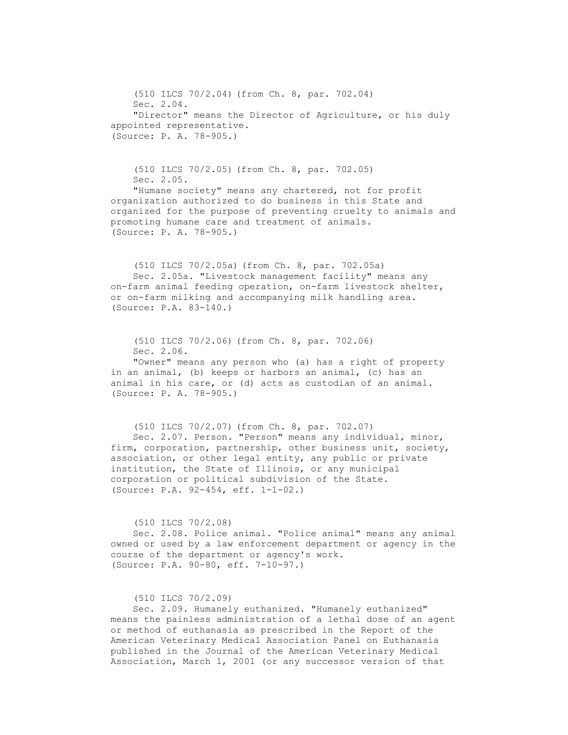(510 ILCS 70/2.04) (from Ch. 8, par. 702.04)

Sec. 2.04.

"Director" means the Director of Agriculture, or his duly appointed representative.

(Source: P. A. 78-905.)

(510 ILCS 70/2.05) (from Ch. 8, par. 702.05)

Sec. 2.05.

"Humane society" means any chartered, not for profit organization authorized to do business in this State and organized for the purpose of preventing cruelty to animals and promoting humane care and treatment of animals.

(Source: P. A. 78-905.)

(510 ILCS 70/2.05a) (from Ch. 8, par. 702.05a)

Sec. 2.05a. "Livestock management facility" means any on-farm animal feeding operation, on-farm livestock shelter, or on-farm milking and accompanying milk handling area.

(Source: P.A. 83-140.)

(510 ILCS 70/2.06) (from Ch. 8, par. 702.06)

Sec. 2.06.

"Owner" means any person who (a) has a right of property in an animal, (b) keeps or harbors an animal, (c) has an animal in his care, or (d) acts as custodian of an animal.

(Source: P. A. 78-905.)

(510 ILCS 70/2.07) (from Ch. 8, par. 702.07)

Sec. 2.07. Person. "Person" means any individual, minor, firm, corporation, partnership, other business unit, society, association, or other legal entity, any public or private institution, the State of Illinois, or any municipal corporation or political subdivision of the State.

(Source: P.A. 92-454, eff. 1-1-02.)

(510 ILCS 70/2.08)

Sec. 2.08. Police animal. "Police animal" means any animal owned or used by a law enforcement department or agency in the course of the department or agency's work.

(Source: P.A. 90-80, eff. 7-10-97.)

(510 ILCS 70/2.09)

Sec. 2.09. Humanely euthanized. "Humanely euthanized" means the painless administration of a lethal dose of an agent or method of euthanasia as prescribed in the Report of the American Veterinary Medical Association Panel on Euthanasia published in the Journal of the American Veterinary Medical Association, March 1, 2001 (or any successor version of that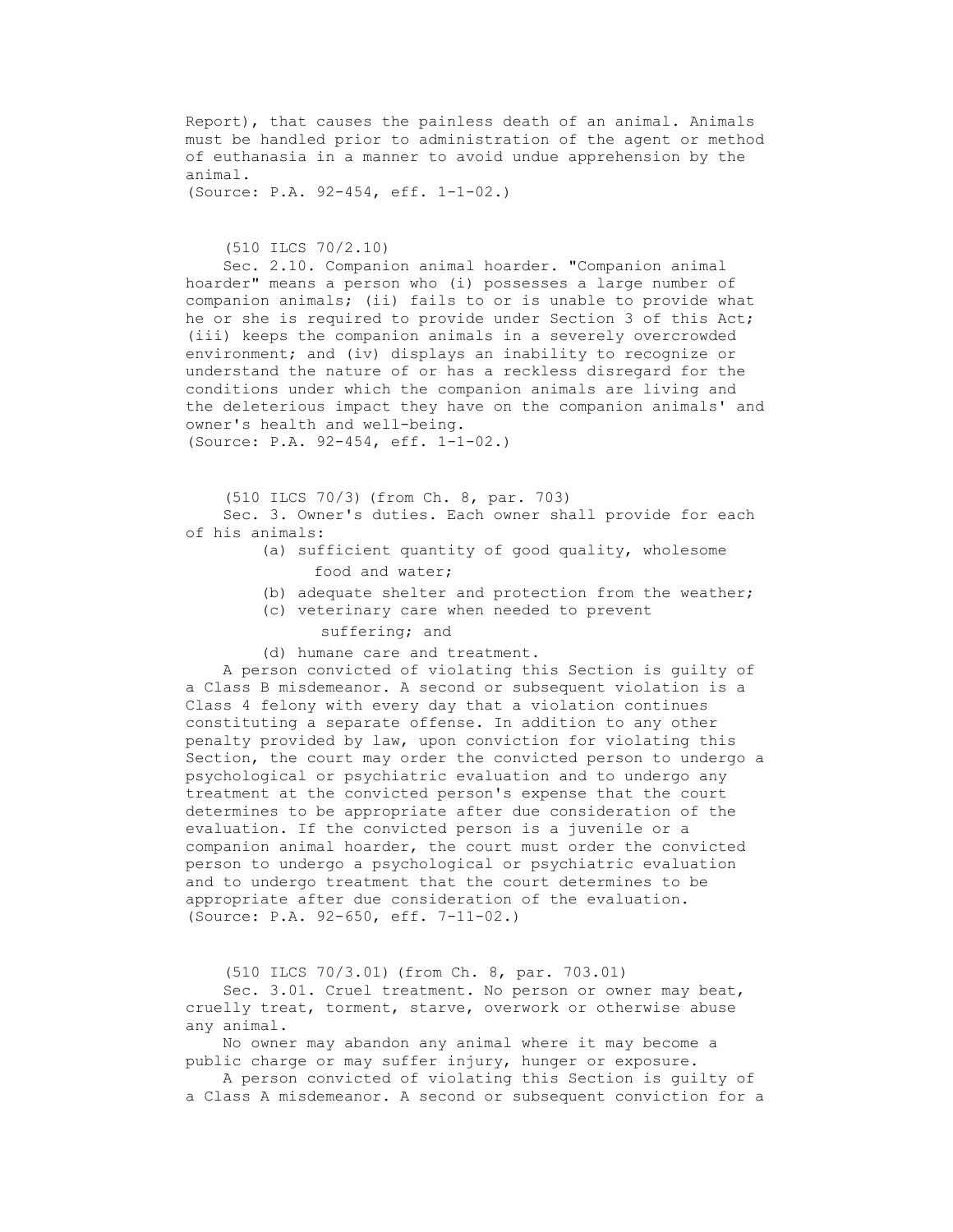Report), that causes the painless death of an animal. Animals must be handled prior to administration of the agent or method of euthanasia in a manner to avoid undue apprehension by the animal.
(Source: P.A. 92-454, eff. 1-1-02.)

(510 ILCS 70/2.10)

Sec. 2.10. Companion animal hoarder. "Companion animal hoarder" means a person who (i) possesses a large number of companion animals; (ii) fails to or is unable to provide what he or she is required to provide under Section 3 of this Act; (iii) keeps the companion animals in a severely overcrowded environment; and (iv) displays an inability to recognize or understand the nature of or has a reckless disregard for the conditions under which the companion animals are living and the deleterious impact they have on the companion animals' and owner's health and well-being.
(Source: P.A. 92-454, eff. 1-1-02.)

(510 ILCS 70/3) (from Ch. 8, par. 703)

Sec. 3. Owner's duties. Each owner shall provide for each of his animals:

(a) sufficient quantity of good quality, wholesome food and water;

(b) adequate shelter and protection from the weather;

(c) veterinary care when needed to prevent suffering; and

(d) humane care and treatment.

A person convicted of violating this Section is guilty of a Class B misdemeanor. A second or subsequent violation is a Class 4 felony with every day that a violation continues constituting a separate offense. In addition to any other penalty provided by law, upon conviction for violating this Section, the court may order the convicted person to undergo a psychological or psychiatric evaluation and to undergo any treatment at the convicted person's expense that the court determines to be appropriate after due consideration of the evaluation. If the convicted person is a juvenile or a companion animal hoarder, the court must order the convicted person to undergo a psychological or psychiatric evaluation and to undergo treatment that the court determines to be appropriate after due consideration of the evaluation.
(Source: P.A. 92-650, eff. 7-11-02.)

(510 ILCS 70/3.01) (from Ch. 8, par. 703.01)

Sec. 3.01. Cruel treatment. No person or owner may beat, cruelly treat, torment, starve, overwork or otherwise abuse any animal.

No owner may abandon any animal where it may become a public charge or may suffer injury, hunger or exposure.

A person convicted of violating this Section is guilty of a Class A misdemeanor. A second or subsequent conviction for a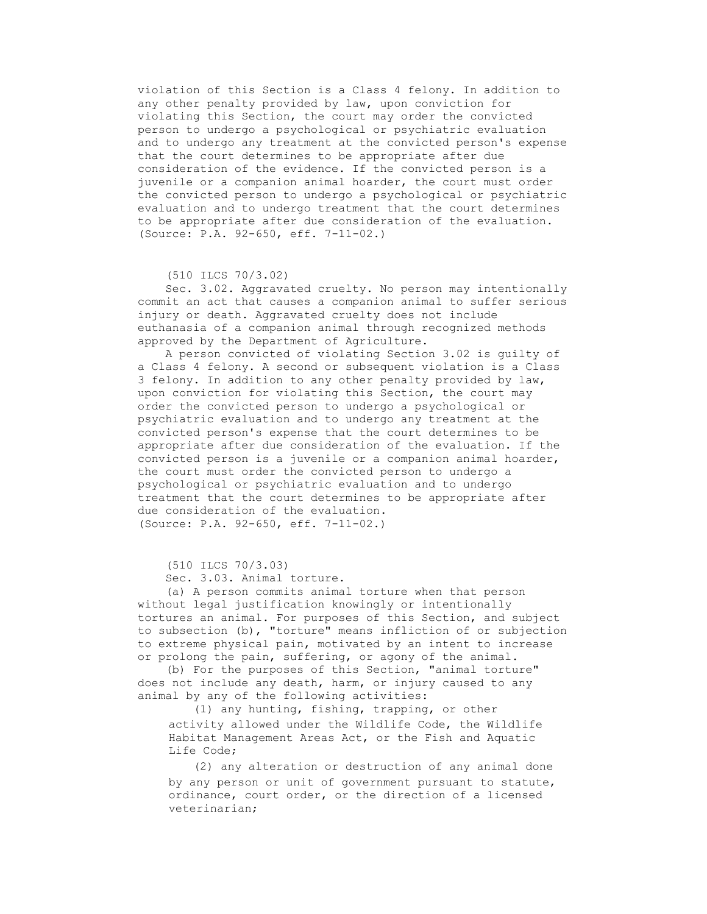violation of this Section is a Class 4 felony. In addition to any other penalty provided by law, upon conviction for violating this Section, the court may order the convicted person to undergo a psychological or psychiatric evaluation and to undergo any treatment at the convicted person's expense that the court determines to be appropriate after due consideration of the evidence. If the convicted person is a juvenile or a companion animal hoarder, the court must order the convicted person to undergo a psychological or psychiatric evaluation and to undergo treatment that the court determines to be appropriate after due consideration of the evaluation.
(Source: P.A. 92-650, eff. 7-11-02.)

(510 ILCS 70/3.02)

Sec. 3.02. Aggravated cruelty. No person may intentionally commit an act that causes a companion animal to suffer serious injury or death. Aggravated cruelty does not include euthanasia of a companion animal through recognized methods approved by the Department of Agriculture.

A person convicted of violating Section 3.02 is guilty of a Class 4 felony. A second or subsequent violation is a Class 3 felony. In addition to any other penalty provided by law, upon conviction for violating this Section, the court may order the convicted person to undergo a psychological or psychiatric evaluation and to undergo any treatment at the convicted person's expense that the court determines to be appropriate after due consideration of the evaluation. If the convicted person is a juvenile or a companion animal hoarder, the court must order the convicted person to undergo a psychological or psychiatric evaluation and to undergo treatment that the court determines to be appropriate after due consideration of the evaluation.
(Source: P.A. 92-650, eff. 7-11-02.)

(510 ILCS 70/3.03)

Sec. 3.03. Animal torture.

(a) A person commits animal torture when that person without legal justification knowingly or intentionally tortures an animal. For purposes of this Section, and subject to subsection (b), "torture" means infliction of or subjection to extreme physical pain, motivated by an intent to increase or prolong the pain, suffering, or agony of the animal.

(b) For the purposes of this Section, "animal torture" does not include any death, harm, or injury caused to any animal by any of the following activities:

(1) any hunting, fishing, trapping, or other activity allowed under the Wildlife Code, the Wildlife Habitat Management Areas Act, or the Fish and Aquatic Life Code;

(2) any alteration or destruction of any animal done by any person or unit of government pursuant to statute, ordinance, court order, or the direction of a licensed veterinarian;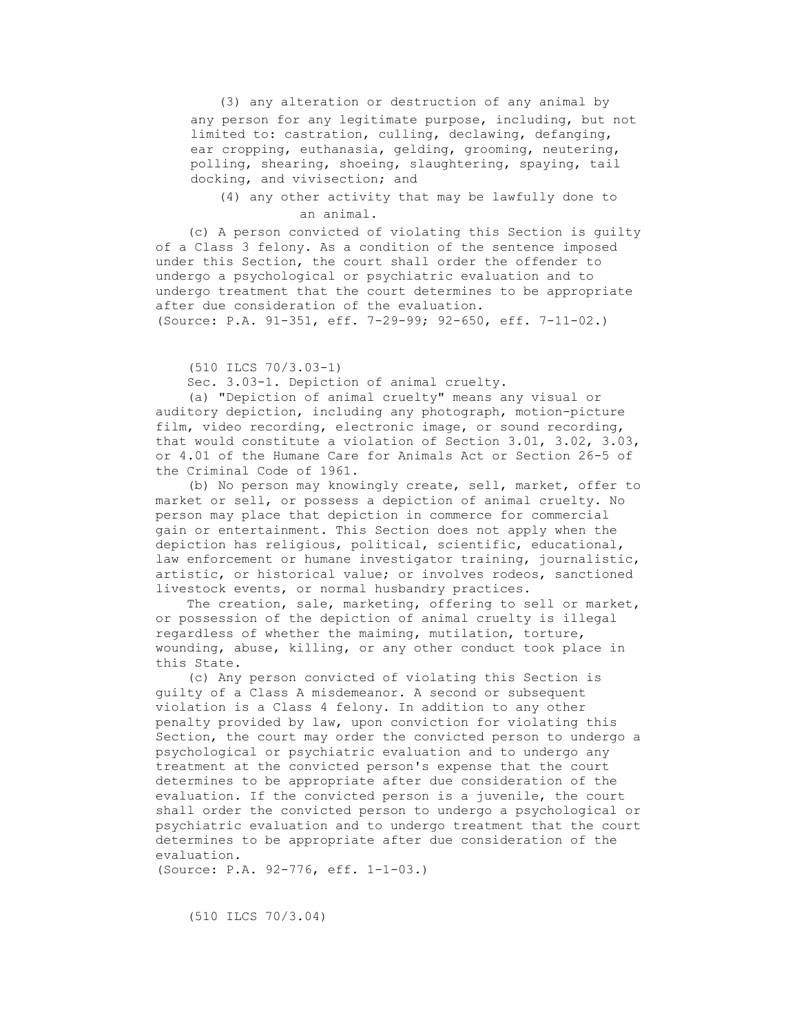(3) any alteration or destruction of any animal by any person for any legitimate purpose, including, but not limited to: castration, culling, declawing, defanging, ear cropping, euthanasia, gelding, grooming, neutering, polling, shearing, shoeing, slaughtering, spaying, tail docking, and vivisection; and

(4) any other activity that may be lawfully done to an animal.

(c) A person convicted of violating this Section is guilty of a Class 3 felony. As a condition of the sentence imposed under this Section, the court shall order the offender to undergo a psychological or psychiatric evaluation and to undergo treatment that the court determines to be appropriate after due consideration of the evaluation.
(Source: P.A. 91-351, eff. 7-29-99; 92-650, eff. 7-11-02.)

(510 ILCS 70/3.03-1)

Sec. 3.03-1. Depiction of animal cruelty.

(a) "Depiction of animal cruelty" means any visual or auditory depiction, including any photograph, motion-picture film, video recording, electronic image, or sound recording, that would constitute a violation of Section 3.01, 3.02, 3.03, or 4.01 of the Humane Care for Animals Act or Section 26-5 of the Criminal Code of 1961.

(b) No person may knowingly create, sell, market, offer to market or sell, or possess a depiction of animal cruelty. No person may place that depiction in commerce for commercial gain or entertainment. This Section does not apply when the depiction has religious, political, scientific, educational, law enforcement or humane investigator training, journalistic, artistic, or historical value; or involves rodeos, sanctioned livestock events, or normal husbandry practices.

The creation, sale, marketing, offering to sell or market, or possession of the depiction of animal cruelty is illegal regardless of whether the maiming, mutilation, torture, wounding, abuse, killing, or any other conduct took place in this State.

(c) Any person convicted of violating this Section is guilty of a Class A misdemeanor. A second or subsequent violation is a Class 4 felony. In addition to any other penalty provided by law, upon conviction for violating this Section, the court may order the convicted person to undergo a psychological or psychiatric evaluation and to undergo any treatment at the convicted person's expense that the court determines to be appropriate after due consideration of the evaluation. If the convicted person is a juvenile, the court shall order the convicted person to undergo a psychological or psychiatric evaluation and to undergo treatment that the court determines to be appropriate after due consideration of the evaluation.
(Source: P.A. 92-776, eff. 1-1-03.)

(510 ILCS 70/3.04)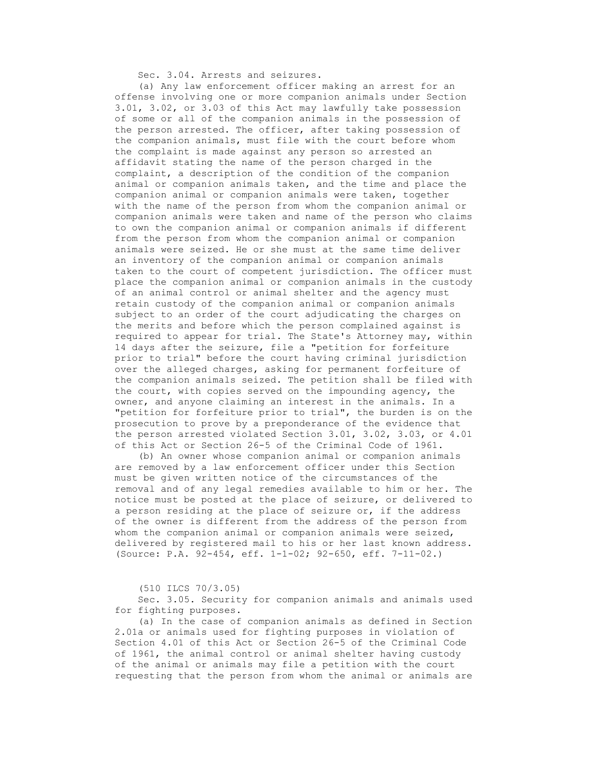Sec. 3.04. Arrests and seizures.

(a) Any law enforcement officer making an arrest for an offense involving one or more companion animals under Section 3.01, 3.02, or 3.03 of this Act may lawfully take possession of some or all of the companion animals in the possession of the person arrested. The officer, after taking possession of the companion animals, must file with the court before whom the complaint is made against any person so arrested an affidavit stating the name of the person charged in the complaint, a description of the condition of the companion animal or companion animals taken, and the time and place the companion animal or companion animals were taken, together with the name of the person from whom the companion animal or companion animals were taken and name of the person who claims to own the companion animal or companion animals if different from the person from whom the companion animal or companion animals were seized. He or she must at the same time deliver an inventory of the companion animal or companion animals taken to the court of competent jurisdiction. The officer must place the companion animal or companion animals in the custody of an animal control or animal shelter and the agency must retain custody of the companion animal or companion animals subject to an order of the court adjudicating the charges on the merits and before which the person complained against is required to appear for trial. The State's Attorney may, within 14 days after the seizure, file a "petition for forfeiture prior to trial" before the court having criminal jurisdiction over the alleged charges, asking for permanent forfeiture of the companion animals seized. The petition shall be filed with the court, with copies served on the impounding agency, the owner, and anyone claiming an interest in the animals. In a "petition for forfeiture prior to trial", the burden is on the prosecution to prove by a preponderance of the evidence that the person arrested violated Section 3.01, 3.02, 3.03, or 4.01 of this Act or Section 26-5 of the Criminal Code of 1961.

(b) An owner whose companion animal or companion animals are removed by a law enforcement officer under this Section must be given written notice of the circumstances of the removal and of any legal remedies available to him or her. The notice must be posted at the place of seizure, or delivered to a person residing at the place of seizure or, if the address of the owner is different from the address of the person from whom the companion animal or companion animals were seized, delivered by registered mail to his or her last known address. (Source: P.A. 92-454, eff. 1-1-02; 92-650, eff. 7-11-02.)

(510 ILCS 70/3.05)

Sec. 3.05. Security for companion animals and animals used for fighting purposes.

(a) In the case of companion animals as defined in Section 2.01a or animals used for fighting purposes in violation of Section 4.01 of this Act or Section 26-5 of the Criminal Code of 1961, the animal control or animal shelter having custody of the animal or animals may file a petition with the court requesting that the person from whom the animal or animals are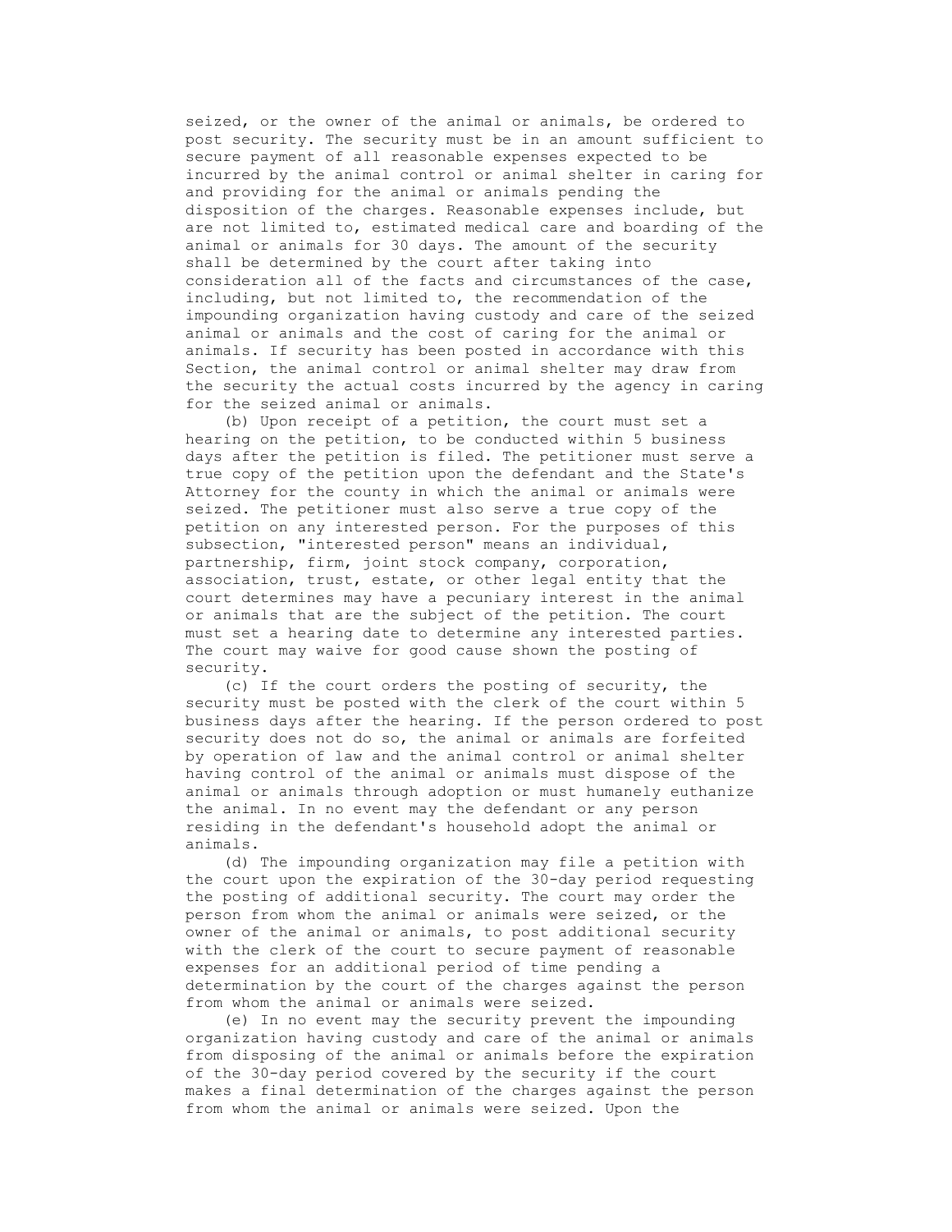seized, or the owner of the animal or animals, be ordered to post security. The security must be in an amount sufficient to secure payment of all reasonable expenses expected to be incurred by the animal control or animal shelter in caring for and providing for the animal or animals pending the disposition of the charges. Reasonable expenses include, but are not limited to, estimated medical care and boarding of the animal or animals for 30 days. The amount of the security shall be determined by the court after taking into consideration all of the facts and circumstances of the case, including, but not limited to, the recommendation of the impounding organization having custody and care of the seized animal or animals and the cost of caring for the animal or animals. If security has been posted in accordance with this Section, the animal control or animal shelter may draw from the security the actual costs incurred by the agency in caring for the seized animal or animals.

(b) Upon receipt of a petition, the court must set a hearing on the petition, to be conducted within 5 business days after the petition is filed. The petitioner must serve a true copy of the petition upon the defendant and the State's Attorney for the county in which the animal or animals were seized. The petitioner must also serve a true copy of the petition on any interested person. For the purposes of this subsection, "interested person" means an individual, partnership, firm, joint stock company, corporation, association, trust, estate, or other legal entity that the court determines may have a pecuniary interest in the animal or animals that are the subject of the petition. The court must set a hearing date to determine any interested parties. The court may waive for good cause shown the posting of security.

(c) If the court orders the posting of security, the security must be posted with the clerk of the court within 5 business days after the hearing. If the person ordered to post security does not do so, the animal or animals are forfeited by operation of law and the animal control or animal shelter having control of the animal or animals must dispose of the animal or animals through adoption or must humanely euthanize the animal. In no event may the defendant or any person residing in the defendant's household adopt the animal or animals.

(d) The impounding organization may file a petition with the court upon the expiration of the 30-day period requesting the posting of additional security. The court may order the person from whom the animal or animals were seized, or the owner of the animal or animals, to post additional security with the clerk of the court to secure payment of reasonable expenses for an additional period of time pending a determination by the court of the charges against the person from whom the animal or animals were seized.

(e) In no event may the security prevent the impounding organization having custody and care of the animal or animals from disposing of the animal or animals before the expiration of the 30-day period covered by the security if the court makes a final determination of the charges against the person from whom the animal or animals were seized. Upon the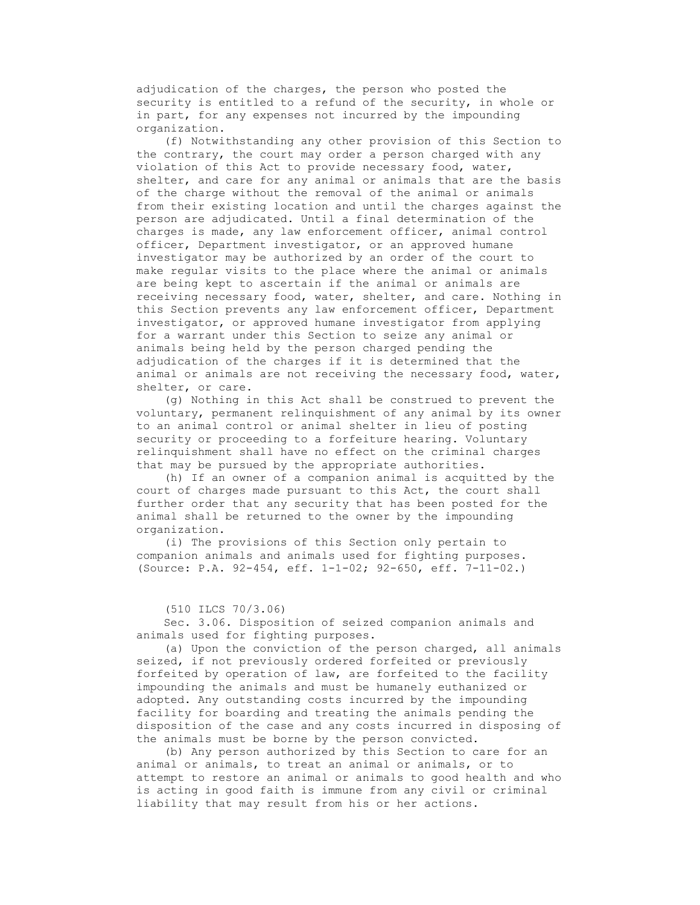adjudication of the charges, the person who posted the security is entitled to a refund of the security, in whole or in part, for any expenses not incurred by the impounding organization.

(f) Notwithstanding any other provision of this Section to the contrary, the court may order a person charged with any violation of this Act to provide necessary food, water, shelter, and care for any animal or animals that are the basis of the charge without the removal of the animal or animals from their existing location and until the charges against the person are adjudicated. Until a final determination of the charges is made, any law enforcement officer, animal control officer, Department investigator, or an approved humane investigator may be authorized by an order of the court to make regular visits to the place where the animal or animals are being kept to ascertain if the animal or animals are receiving necessary food, water, shelter, and care. Nothing in this Section prevents any law enforcement officer, Department investigator, or approved humane investigator from applying for a warrant under this Section to seize any animal or animals being held by the person charged pending the adjudication of the charges if it is determined that the animal or animals are not receiving the necessary food, water, shelter, or care.

(g) Nothing in this Act shall be construed to prevent the voluntary, permanent relinquishment of any animal by its owner to an animal control or animal shelter in lieu of posting security or proceeding to a forfeiture hearing. Voluntary relinquishment shall have no effect on the criminal charges that may be pursued by the appropriate authorities.

(h) If an owner of a companion animal is acquitted by the court of charges made pursuant to this Act, the court shall further order that any security that has been posted for the animal shall be returned to the owner by the impounding organization.

(i) The provisions of this Section only pertain to companion animals and animals used for fighting purposes.
(Source: P.A. 92-454, eff. 1-1-02; 92-650, eff. 7-11-02.)

(510 ILCS 70/3.06)

Sec. 3.06. Disposition of seized companion animals and animals used for fighting purposes.

(a) Upon the conviction of the person charged, all animals seized, if not previously ordered forfeited or previously forfeited by operation of law, are forfeited to the facility impounding the animals and must be humanely euthanized or adopted. Any outstanding costs incurred by the impounding facility for boarding and treating the animals pending the disposition of the case and any costs incurred in disposing of the animals must be borne by the person convicted.

(b) Any person authorized by this Section to care for an animal or animals, to treat an animal or animals, or to attempt to restore an animal or animals to good health and who is acting in good faith is immune from any civil or criminal liability that may result from his or her actions.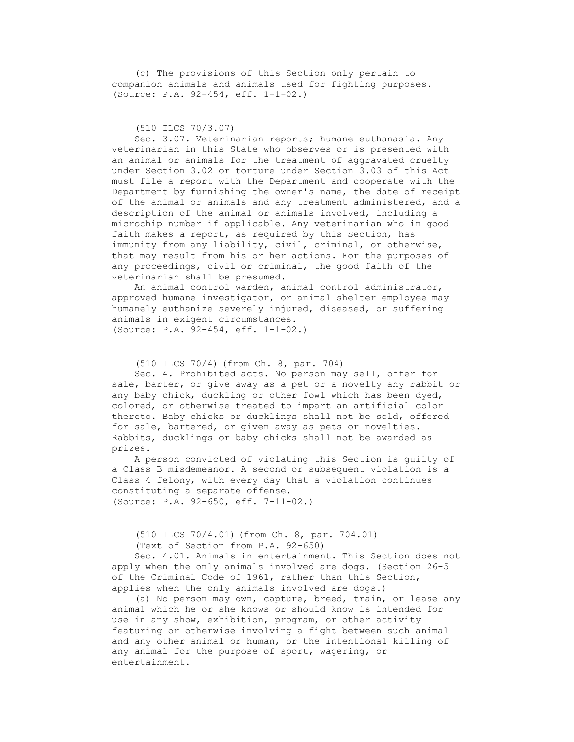(c) The provisions of this Section only pertain to companion animals and animals used for fighting purposes.
(Source: P.A. 92-454, eff. 1-1-02.)

(510 ILCS 70/3.07)

Sec. 3.07. Veterinarian reports; humane euthanasia. Any veterinarian in this State who observes or is presented with an animal or animals for the treatment of aggravated cruelty under Section 3.02 or torture under Section 3.03 of this Act must file a report with the Department and cooperate with the Department by furnishing the owner's name, the date of receipt of the animal or animals and any treatment administered, and a description of the animal or animals involved, including a microchip number if applicable. Any veterinarian who in good faith makes a report, as required by this Section, has immunity from any liability, civil, criminal, or otherwise, that may result from his or her actions. For the purposes of any proceedings, civil or criminal, the good faith of the veterinarian shall be presumed.

An animal control warden, animal control administrator, approved humane investigator, or animal shelter employee may humanely euthanize severely injured, diseased, or suffering animals in exigent circumstances.
(Source: P.A. 92-454, eff. 1-1-02.)

(510 ILCS 70/4) (from Ch. 8, par. 704)

Sec. 4. Prohibited acts. No person may sell, offer for sale, barter, or give away as a pet or a novelty any rabbit or any baby chick, duckling or other fowl which has been dyed, colored, or otherwise treated to impart an artificial color thereto. Baby chicks or ducklings shall not be sold, offered for sale, bartered, or given away as pets or novelties. Rabbits, ducklings or baby chicks shall not be awarded as prizes.

A person convicted of violating this Section is guilty of a Class B misdemeanor. A second or subsequent violation is a Class 4 felony, with every day that a violation continues constituting a separate offense.
(Source: P.A. 92-650, eff. 7-11-02.)

(510 ILCS 70/4.01) (from Ch. 8, par. 704.01)

(Text of Section from P.A. 92-650)

Sec. 4.01. Animals in entertainment. This Section does not apply when the only animals involved are dogs. (Section 26-5 of the Criminal Code of 1961, rather than this Section, applies when the only animals involved are dogs.)

(a) No person may own, capture, breed, train, or lease any animal which he or she knows or should know is intended for use in any show, exhibition, program, or other activity featuring or otherwise involving a fight between such animal and any other animal or human, or the intentional killing of any animal for the purpose of sport, wagering, or entertainment.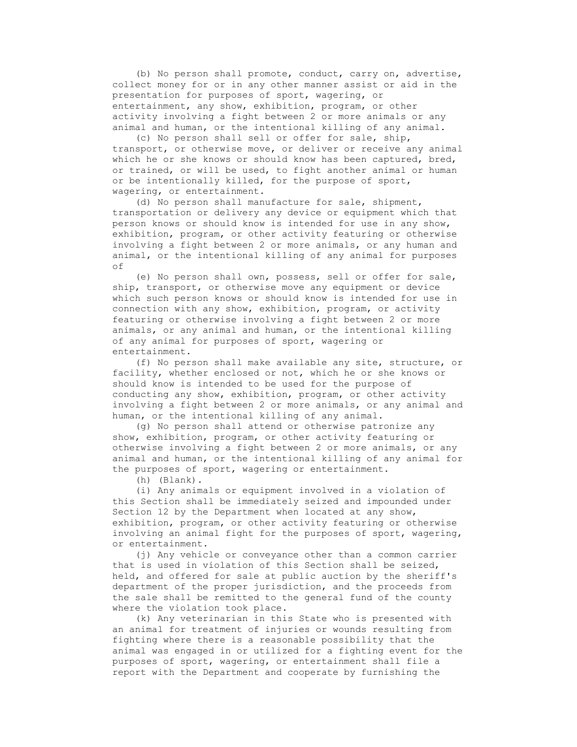(b) No person shall promote, conduct, carry on, advertise, collect money for or in any other manner assist or aid in the presentation for purposes of sport, wagering, or entertainment, any show, exhibition, program, or other activity involving a fight between 2 or more animals or any animal and human, or the intentional killing of any animal.

(c) No person shall sell or offer for sale, ship, transport, or otherwise move, or deliver or receive any animal which he or she knows or should know has been captured, bred, or trained, or will be used, to fight another animal or human or be intentionally killed, for the purpose of sport, wagering, or entertainment.

(d) No person shall manufacture for sale, shipment, transportation or delivery any device or equipment which that person knows or should know is intended for use in any show, exhibition, program, or other activity featuring or otherwise involving a fight between 2 or more animals, or any human and animal, or the intentional killing of any animal for purposes of

(e) No person shall own, possess, sell or offer for sale, ship, transport, or otherwise move any equipment or device which such person knows or should know is intended for use in connection with any show, exhibition, program, or activity featuring or otherwise involving a fight between 2 or more animals, or any animal and human, or the intentional killing of any animal for purposes of sport, wagering or entertainment.

(f) No person shall make available any site, structure, or facility, whether enclosed or not, which he or she knows or should know is intended to be used for the purpose of conducting any show, exhibition, program, or other activity involving a fight between 2 or more animals, or any animal and human, or the intentional killing of any animal.

(g) No person shall attend or otherwise patronize any show, exhibition, program, or other activity featuring or otherwise involving a fight between 2 or more animals, or any animal and human, or the intentional killing of any animal for the purposes of sport, wagering or entertainment.

(h) (Blank).

(i) Any animals or equipment involved in a violation of this Section shall be immediately seized and impounded under Section 12 by the Department when located at any show, exhibition, program, or other activity featuring or otherwise involving an animal fight for the purposes of sport, wagering, or entertainment.

(j) Any vehicle or conveyance other than a common carrier that is used in violation of this Section shall be seized, held, and offered for sale at public auction by the sheriff's department of the proper jurisdiction, and the proceeds from the sale shall be remitted to the general fund of the county where the violation took place.

(k) Any veterinarian in this State who is presented with an animal for treatment of injuries or wounds resulting from fighting where there is a reasonable possibility that the animal was engaged in or utilized for a fighting event for the purposes of sport, wagering, or entertainment shall file a report with the Department and cooperate by furnishing the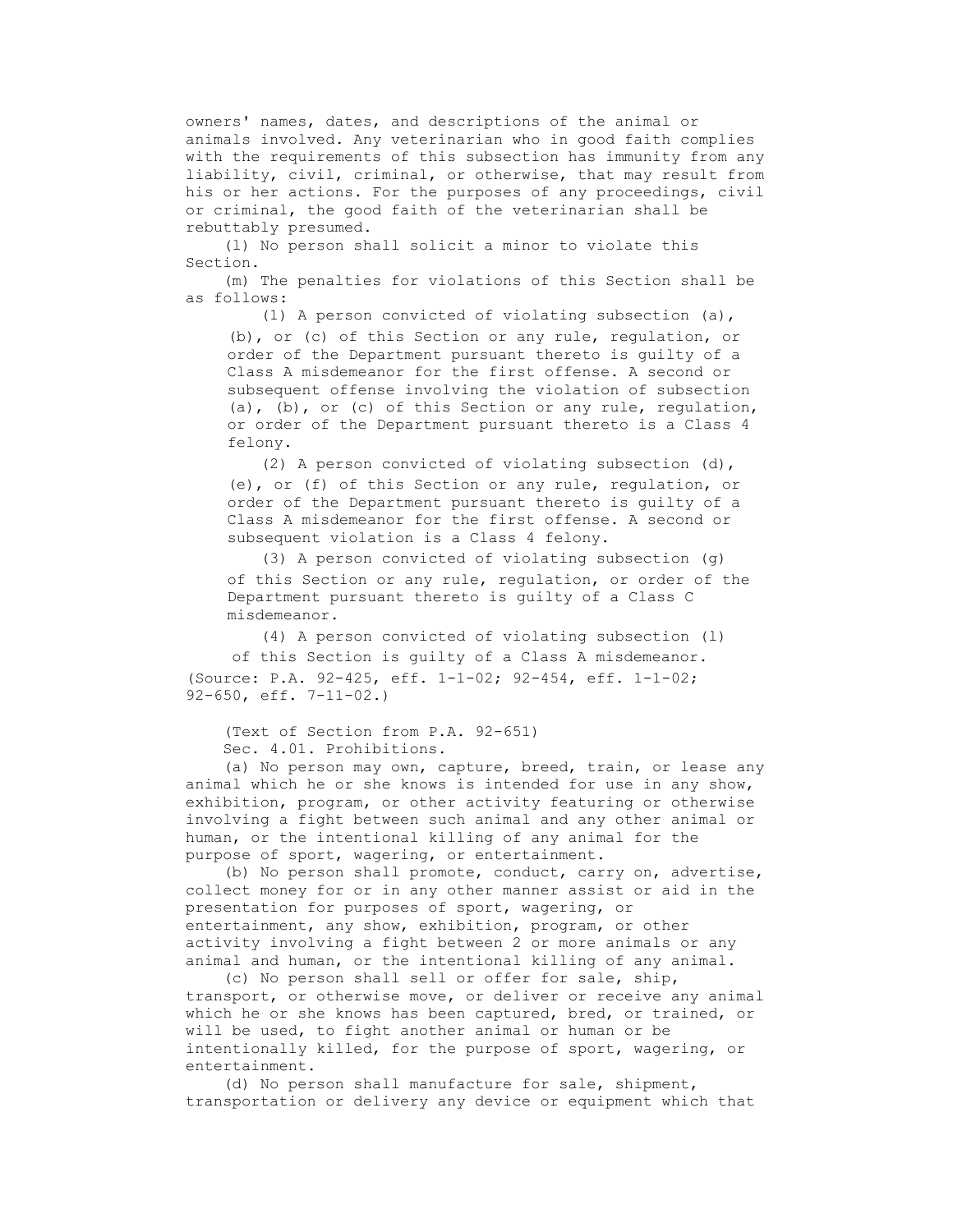owners' names, dates, and descriptions of the animal or animals involved. Any veterinarian who in good faith complies with the requirements of this subsection has immunity from any liability, civil, criminal, or otherwise, that may result from his or her actions. For the purposes of any proceedings, civil or criminal, the good faith of the veterinarian shall be rebuttably presumed.

(l) No person shall solicit a minor to violate this Section.

(m) The penalties for violations of this Section shall be as follows:

(1) A person convicted of violating subsection (a), (b), or (c) of this Section or any rule, regulation, or order of the Department pursuant thereto is guilty of a Class A misdemeanor for the first offense. A second or subsequent offense involving the violation of subsection (a), (b), or (c) of this Section or any rule, regulation, or order of the Department pursuant thereto is a Class 4 felony.

(2) A person convicted of violating subsection (d), (e), or (f) of this Section or any rule, regulation, or order of the Department pursuant thereto is guilty of a Class A misdemeanor for the first offense. A second or subsequent violation is a Class 4 felony.

(3) A person convicted of violating subsection (g) of this Section or any rule, regulation, or order of the Department pursuant thereto is guilty of a Class C misdemeanor.

(4) A person convicted of violating subsection (l) of this Section is guilty of a Class A misdemeanor.

(Source: P.A. 92-425, eff. 1-1-02; 92-454, eff. 1-1-02; 92-650, eff. 7-11-02.)

(Text of Section from P.A. 92-651)

Sec. 4.01. Prohibitions.

(a) No person may own, capture, breed, train, or lease any animal which he or she knows is intended for use in any show, exhibition, program, or other activity featuring or otherwise involving a fight between such animal and any other animal or human, or the intentional killing of any animal for the purpose of sport, wagering, or entertainment.

(b) No person shall promote, conduct, carry on, advertise, collect money for or in any other manner assist or aid in the presentation for purposes of sport, wagering, or entertainment, any show, exhibition, program, or other activity involving a fight between 2 or more animals or any animal and human, or the intentional killing of any animal.

(c) No person shall sell or offer for sale, ship, transport, or otherwise move, or deliver or receive any animal which he or she knows has been captured, bred, or trained, or will be used, to fight another animal or human or be intentionally killed, for the purpose of sport, wagering, or entertainment.

(d) No person shall manufacture for sale, shipment, transportation or delivery any device or equipment which that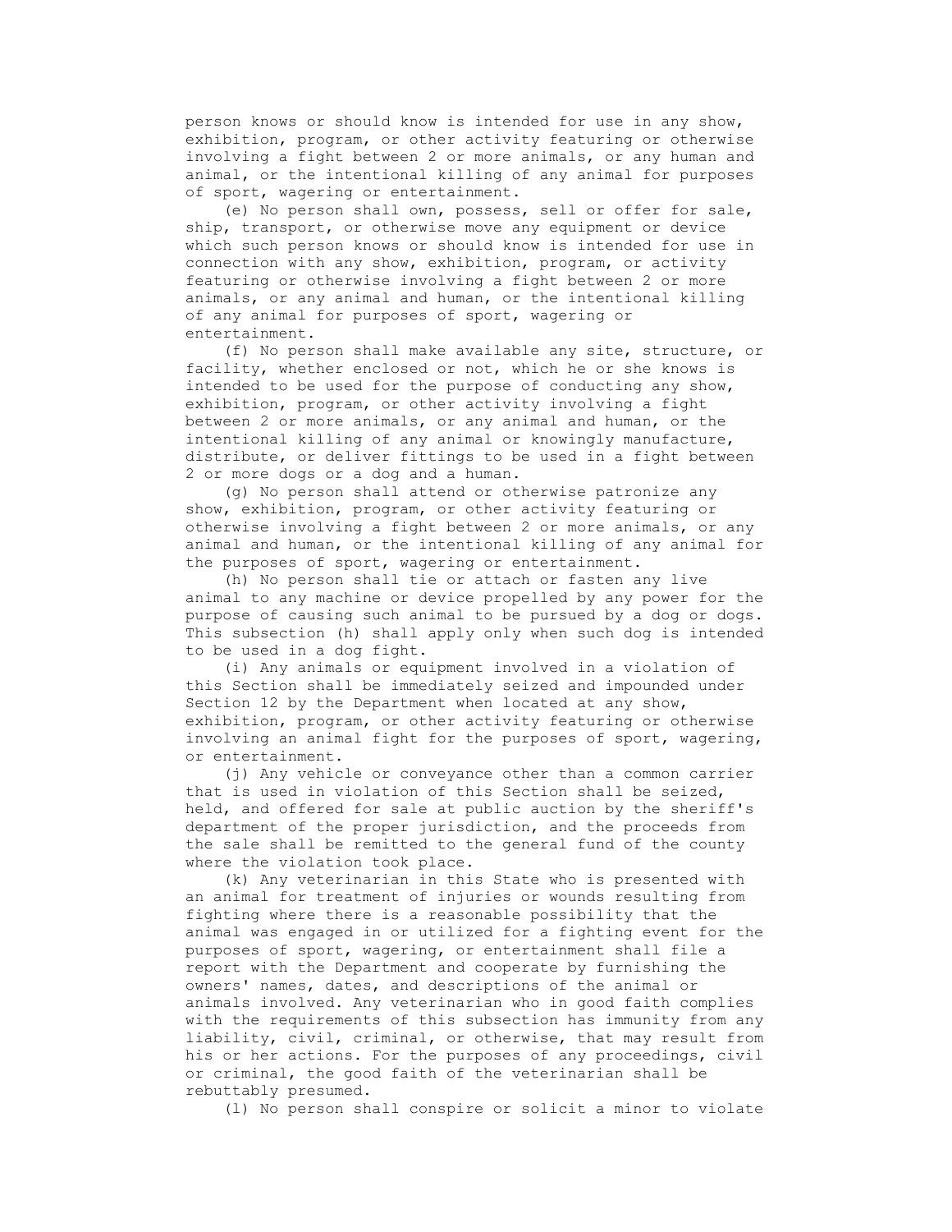person knows or should know is intended for use in any show, exhibition, program, or other activity featuring or otherwise involving a fight between 2 or more animals, or any human and animal, or the intentional killing of any animal for purposes of sport, wagering or entertainment.

(e) No person shall own, possess, sell or offer for sale, ship, transport, or otherwise move any equipment or device which such person knows or should know is intended for use in connection with any show, exhibition, program, or activity featuring or otherwise involving a fight between 2 or more animals, or any animal and human, or the intentional killing of any animal for purposes of sport, wagering or entertainment.

(f) No person shall make available any site, structure, or facility, whether enclosed or not, which he or she knows is intended to be used for the purpose of conducting any show, exhibition, program, or other activity involving a fight between 2 or more animals, or any animal and human, or the intentional killing of any animal or knowingly manufacture, distribute, or deliver fittings to be used in a fight between 2 or more dogs or a dog and a human.

(g) No person shall attend or otherwise patronize any show, exhibition, program, or other activity featuring or otherwise involving a fight between 2 or more animals, or any animal and human, or the intentional killing of any animal for the purposes of sport, wagering or entertainment.

(h) No person shall tie or attach or fasten any live animal to any machine or device propelled by any power for the purpose of causing such animal to be pursued by a dog or dogs. This subsection (h) shall apply only when such dog is intended to be used in a dog fight.

(i) Any animals or equipment involved in a violation of this Section shall be immediately seized and impounded under Section 12 by the Department when located at any show, exhibition, program, or other activity featuring or otherwise involving an animal fight for the purposes of sport, wagering, or entertainment.

(j) Any vehicle or conveyance other than a common carrier that is used in violation of this Section shall be seized, held, and offered for sale at public auction by the sheriff's department of the proper jurisdiction, and the proceeds from the sale shall be remitted to the general fund of the county where the violation took place.

(k) Any veterinarian in this State who is presented with an animal for treatment of injuries or wounds resulting from fighting where there is a reasonable possibility that the animal was engaged in or utilized for a fighting event for the purposes of sport, wagering, or entertainment shall file a report with the Department and cooperate by furnishing the owners' names, dates, and descriptions of the animal or animals involved. Any veterinarian who in good faith complies with the requirements of this subsection has immunity from any liability, civil, criminal, or otherwise, that may result from his or her actions. For the purposes of any proceedings, civil or criminal, the good faith of the veterinarian shall be rebuttably presumed.

(l) No person shall conspire or solicit a minor to violate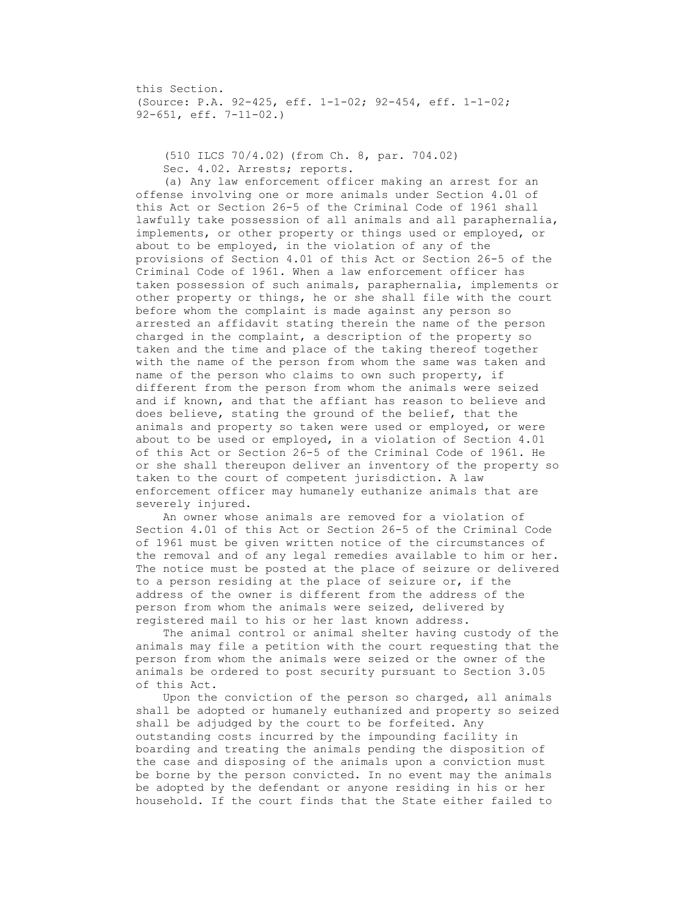this Section.
(Source: P.A. 92-425, eff. 1-1-02; 92-454, eff. 1-1-02; 92-651, eff. 7-11-02.)

(510 ILCS 70/4.02) (from Ch. 8, par. 704.02)

Sec. 4.02. Arrests; reports.

(a) Any law enforcement officer making an arrest for an offense involving one or more animals under Section 4.01 of this Act or Section 26-5 of the Criminal Code of 1961 shall lawfully take possession of all animals and all paraphernalia, implements, or other property or things used or employed, or about to be employed, in the violation of any of the provisions of Section 4.01 of this Act or Section 26-5 of the Criminal Code of 1961. When a law enforcement officer has taken possession of such animals, paraphernalia, implements or other property or things, he or she shall file with the court before whom the complaint is made against any person so arrested an affidavit stating therein the name of the person charged in the complaint, a description of the property so taken and the time and place of the taking thereof together with the name of the person from whom the same was taken and name of the person who claims to own such property, if different from the person from whom the animals were seized and if known, and that the affiant has reason to believe and does believe, stating the ground of the belief, that the animals and property so taken were used or employed, or were about to be used or employed, in a violation of Section 4.01 of this Act or Section 26-5 of the Criminal Code of 1961. He or she shall thereupon deliver an inventory of the property so taken to the court of competent jurisdiction. A law enforcement officer may humanely euthanize animals that are severely injured.

An owner whose animals are removed for a violation of Section 4.01 of this Act or Section 26-5 of the Criminal Code of 1961 must be given written notice of the circumstances of the removal and of any legal remedies available to him or her. The notice must be posted at the place of seizure or delivered to a person residing at the place of seizure or, if the address of the owner is different from the address of the person from whom the animals were seized, delivered by registered mail to his or her last known address.

The animal control or animal shelter having custody of the animals may file a petition with the court requesting that the person from whom the animals were seized or the owner of the animals be ordered to post security pursuant to Section 3.05 of this Act.

Upon the conviction of the person so charged, all animals shall be adopted or humanely euthanized and property so seized shall be adjudged by the court to be forfeited. Any outstanding costs incurred by the impounding facility in boarding and treating the animals pending the disposition of the case and disposing of the animals upon a conviction must be borne by the person convicted. In no event may the animals be adopted by the defendant or anyone residing in his or her household. If the court finds that the State either failed to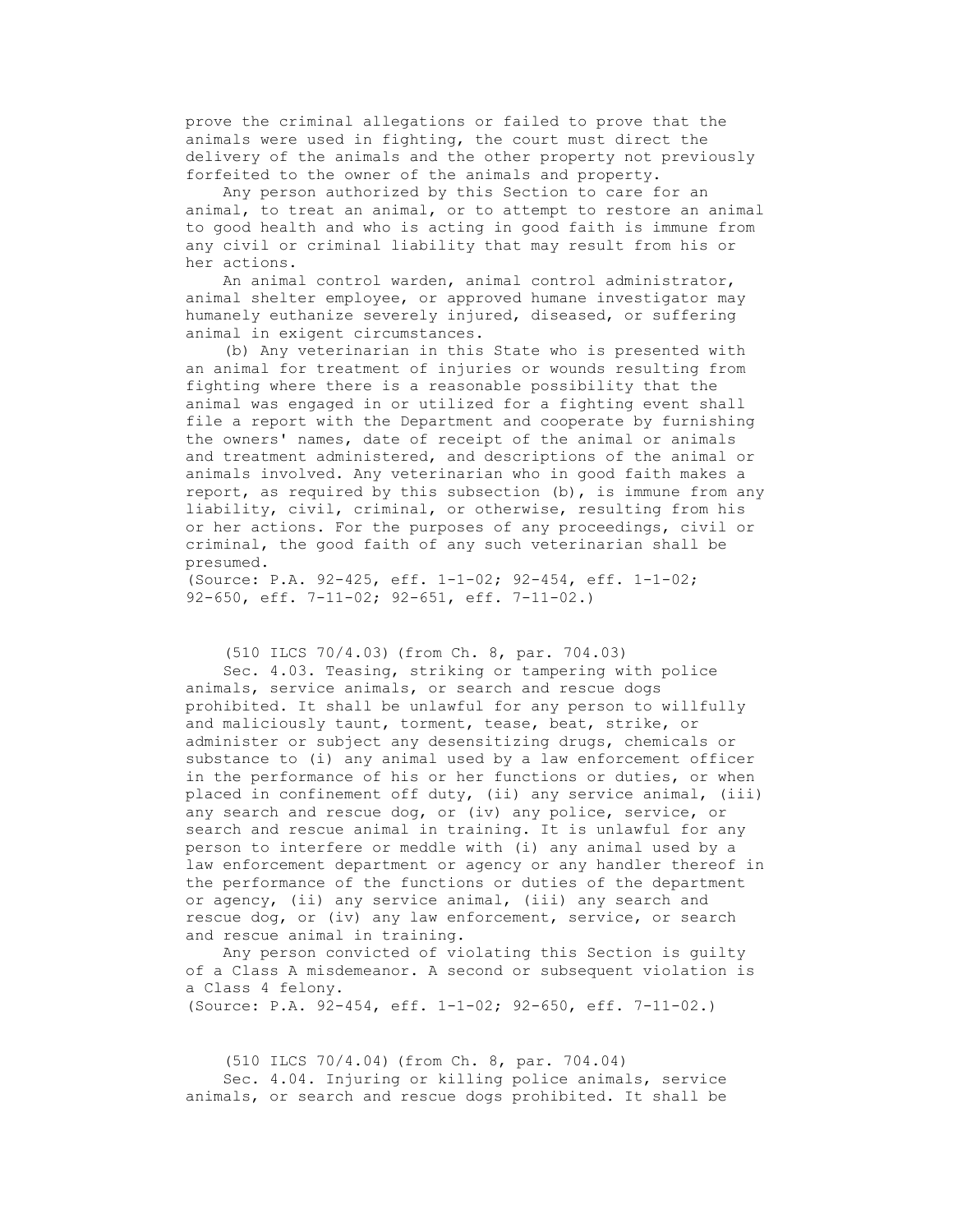prove the criminal allegations or failed to prove that the animals were used in fighting, the court must direct the delivery of the animals and the other property not previously forfeited to the owner of the animals and property.

Any person authorized by this Section to care for an animal, to treat an animal, or to attempt to restore an animal to good health and who is acting in good faith is immune from any civil or criminal liability that may result from his or her actions.

An animal control warden, animal control administrator, animal shelter employee, or approved humane investigator may humanely euthanize severely injured, diseased, or suffering animal in exigent circumstances.

(b) Any veterinarian in this State who is presented with an animal for treatment of injuries or wounds resulting from fighting where there is a reasonable possibility that the animal was engaged in or utilized for a fighting event shall file a report with the Department and cooperate by furnishing the owners' names, date of receipt of the animal or animals and treatment administered, and descriptions of the animal or animals involved. Any veterinarian who in good faith makes a report, as required by this subsection (b), is immune from any liability, civil, criminal, or otherwise, resulting from his or her actions. For the purposes of any proceedings, civil or criminal, the good faith of any such veterinarian shall be presumed.

(Source: P.A. 92-425, eff. 1-1-02; 92-454, eff. 1-1-02; 92-650, eff. 7-11-02; 92-651, eff. 7-11-02.)

(510 ILCS 70/4.03) (from Ch. 8, par. 704.03)

Sec. 4.03. Teasing, striking or tampering with police animals, service animals, or search and rescue dogs prohibited. It shall be unlawful for any person to willfully and maliciously taunt, torment, tease, beat, strike, or administer or subject any desensitizing drugs, chemicals or substance to (i) any animal used by a law enforcement officer in the performance of his or her functions or duties, or when placed in confinement off duty, (ii) any service animal, (iii) any search and rescue dog, or (iv) any police, service, or search and rescue animal in training. It is unlawful for any person to interfere or meddle with (i) any animal used by a law enforcement department or agency or any handler thereof in the performance of the functions or duties of the department or agency, (ii) any service animal, (iii) any search and rescue dog, or (iv) any law enforcement, service, or search and rescue animal in training.

Any person convicted of violating this Section is guilty of a Class A misdemeanor. A second or subsequent violation is a Class 4 felony.

(Source: P.A. 92-454, eff. 1-1-02; 92-650, eff. 7-11-02.)

(510 ILCS 70/4.04) (from Ch. 8, par. 704.04)

Sec. 4.04. Injuring or killing police animals, service animals, or search and rescue dogs prohibited. It shall be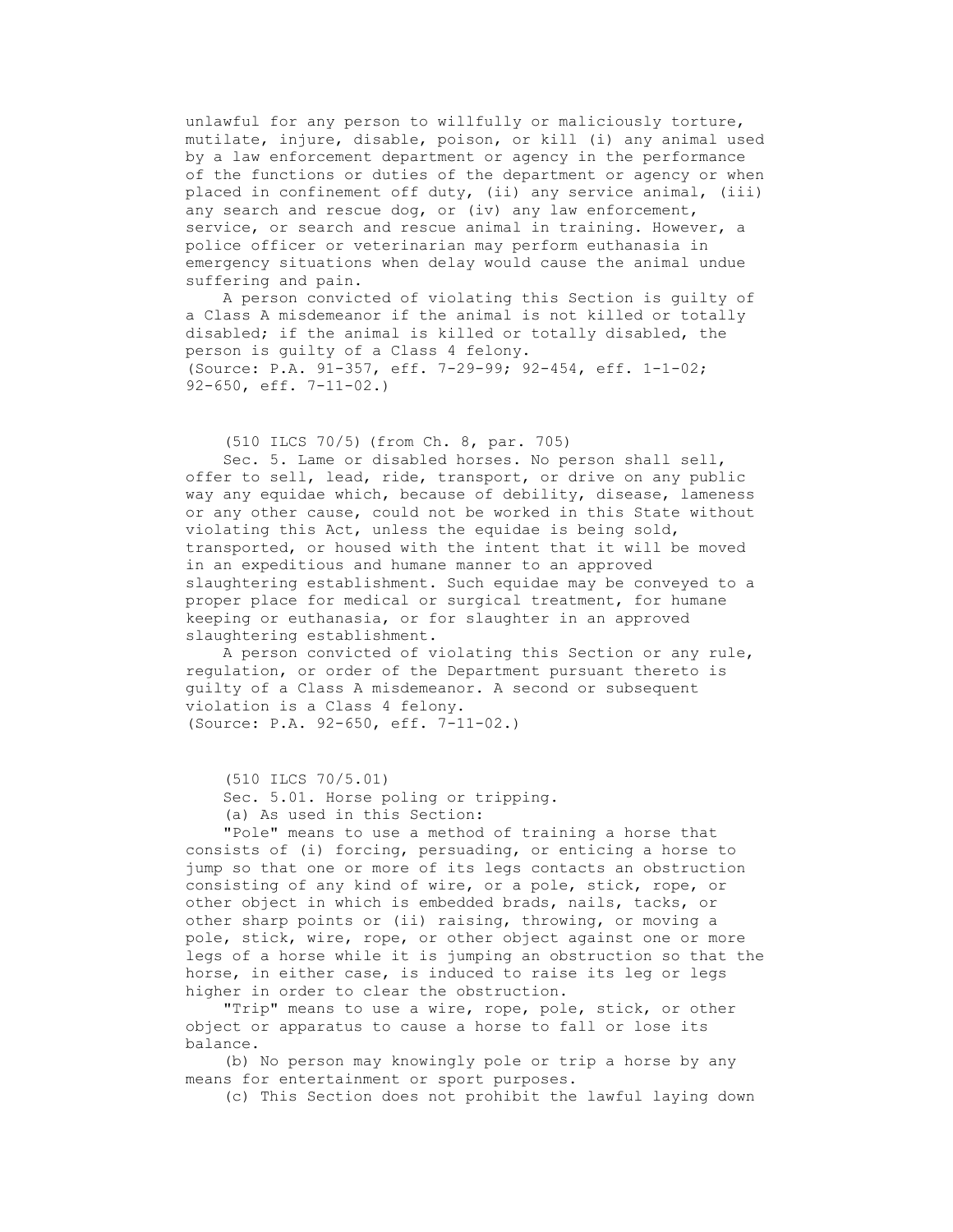unlawful for any person to willfully or maliciously torture, mutilate, injure, disable, poison, or kill (i) any animal used by a law enforcement department or agency in the performance of the functions or duties of the department or agency or when placed in confinement off duty, (ii) any service animal, (iii) any search and rescue dog, or (iv) any law enforcement, service, or search and rescue animal in training. However, a police officer or veterinarian may perform euthanasia in emergency situations when delay would cause the animal undue suffering and pain.

A person convicted of violating this Section is guilty of a Class A misdemeanor if the animal is not killed or totally disabled; if the animal is killed or totally disabled, the person is guilty of a Class 4 felony.
(Source: P.A. 91-357, eff. 7-29-99; 92-454, eff. 1-1-02; 92-650, eff. 7-11-02.)

(510 ILCS 70/5) (from Ch. 8, par. 705)

Sec. 5. Lame or disabled horses. No person shall sell, offer to sell, lead, ride, transport, or drive on any public way any equidae which, because of debility, disease, lameness or any other cause, could not be worked in this State without violating this Act, unless the equidae is being sold, transported, or housed with the intent that it will be moved in an expeditious and humane manner to an approved slaughtering establishment. Such equidae may be conveyed to a proper place for medical or surgical treatment, for humane keeping or euthanasia, or for slaughter in an approved slaughtering establishment.

A person convicted of violating this Section or any rule, regulation, or order of the Department pursuant thereto is guilty of a Class A misdemeanor. A second or subsequent violation is a Class 4 felony.
(Source: P.A. 92-650, eff. 7-11-02.)

(510 ILCS 70/5.01)

Sec. 5.01. Horse poling or tripping.

(a) As used in this Section:

"Pole" means to use a method of training a horse that consists of (i) forcing, persuading, or enticing a horse to jump so that one or more of its legs contacts an obstruction consisting of any kind of wire, or a pole, stick, rope, or other object in which is embedded brads, nails, tacks, or other sharp points or (ii) raising, throwing, or moving a pole, stick, wire, rope, or other object against one or more legs of a horse while it is jumping an obstruction so that the horse, in either case, is induced to raise its leg or legs higher in order to clear the obstruction.

"Trip" means to use a wire, rope, pole, stick, or other object or apparatus to cause a horse to fall or lose its balance.

(b) No person may knowingly pole or trip a horse by any means for entertainment or sport purposes.

(c) This Section does not prohibit the lawful laying down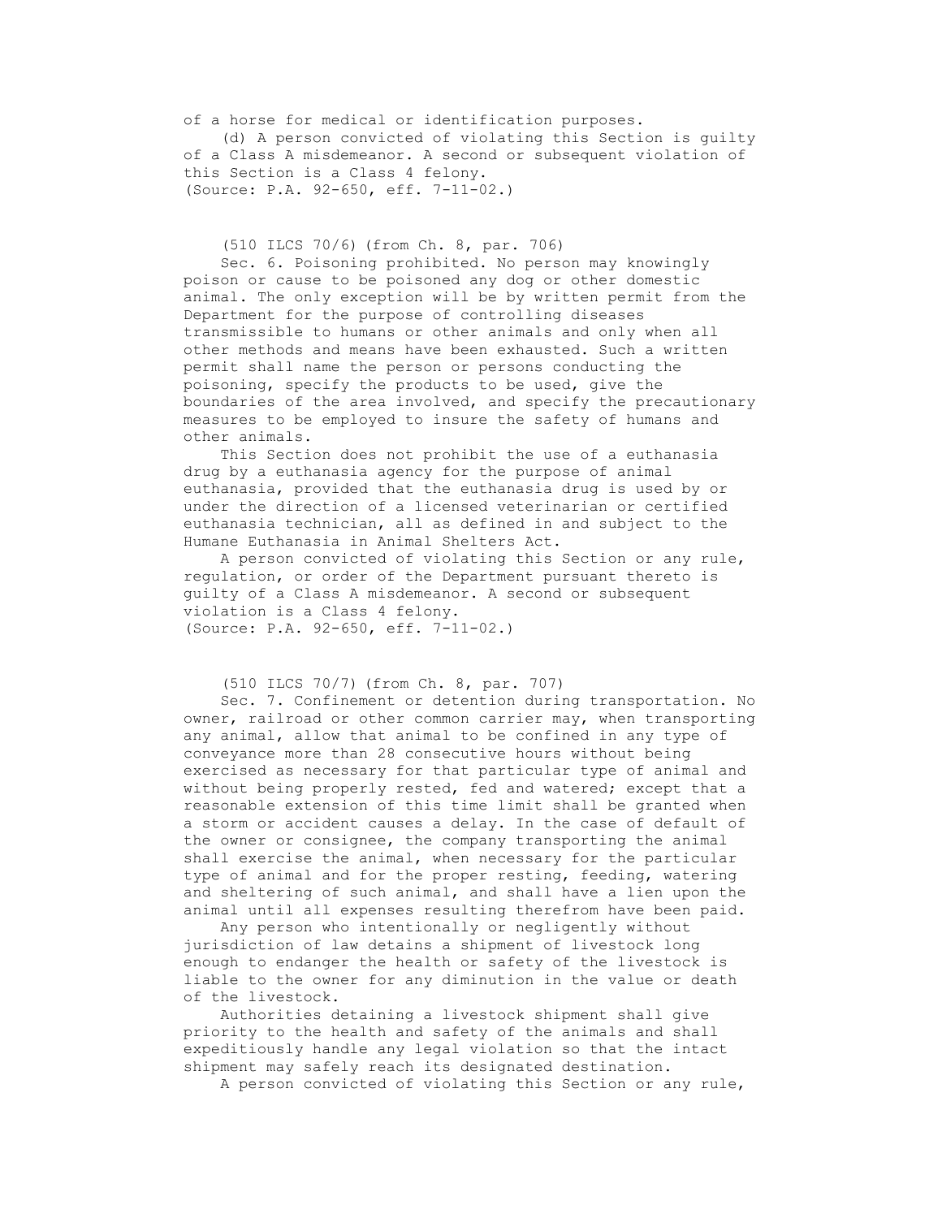of a horse for medical or identification purposes.

(d) A person convicted of violating this Section is guilty of a Class A misdemeanor. A second or subsequent violation of this Section is a Class 4 felony.
(Source: P.A. 92-650, eff. 7-11-02.)

(510 ILCS 70/6) (from Ch. 8, par. 706)

Sec. 6. Poisoning prohibited. No person may knowingly poison or cause to be poisoned any dog or other domestic animal. The only exception will be by written permit from the Department for the purpose of controlling diseases transmissible to humans or other animals and only when all other methods and means have been exhausted. Such a written permit shall name the person or persons conducting the poisoning, specify the products to be used, give the boundaries of the area involved, and specify the precautionary measures to be employed to insure the safety of humans and other animals.

This Section does not prohibit the use of a euthanasia drug by a euthanasia agency for the purpose of animal euthanasia, provided that the euthanasia drug is used by or under the direction of a licensed veterinarian or certified euthanasia technician, all as defined in and subject to the Humane Euthanasia in Animal Shelters Act.

A person convicted of violating this Section or any rule, regulation, or order of the Department pursuant thereto is guilty of a Class A misdemeanor. A second or subsequent violation is a Class 4 felony.
(Source: P.A. 92-650, eff. 7-11-02.)

(510 ILCS 70/7) (from Ch. 8, par. 707)

Sec. 7. Confinement or detention during transportation. No owner, railroad or other common carrier may, when transporting any animal, allow that animal to be confined in any type of conveyance more than 28 consecutive hours without being exercised as necessary for that particular type of animal and without being properly rested, fed and watered; except that a reasonable extension of this time limit shall be granted when a storm or accident causes a delay. In the case of default of the owner or consignee, the company transporting the animal shall exercise the animal, when necessary for the particular type of animal and for the proper resting, feeding, watering and sheltering of such animal, and shall have a lien upon the animal until all expenses resulting therefrom have been paid.

Any person who intentionally or negligently without jurisdiction of law detains a shipment of livestock long enough to endanger the health or safety of the livestock is liable to the owner for any diminution in the value or death of the livestock.

Authorities detaining a livestock shipment shall give priority to the health and safety of the animals and shall expeditiously handle any legal violation so that the intact shipment may safely reach its designated destination.

A person convicted of violating this Section or any rule,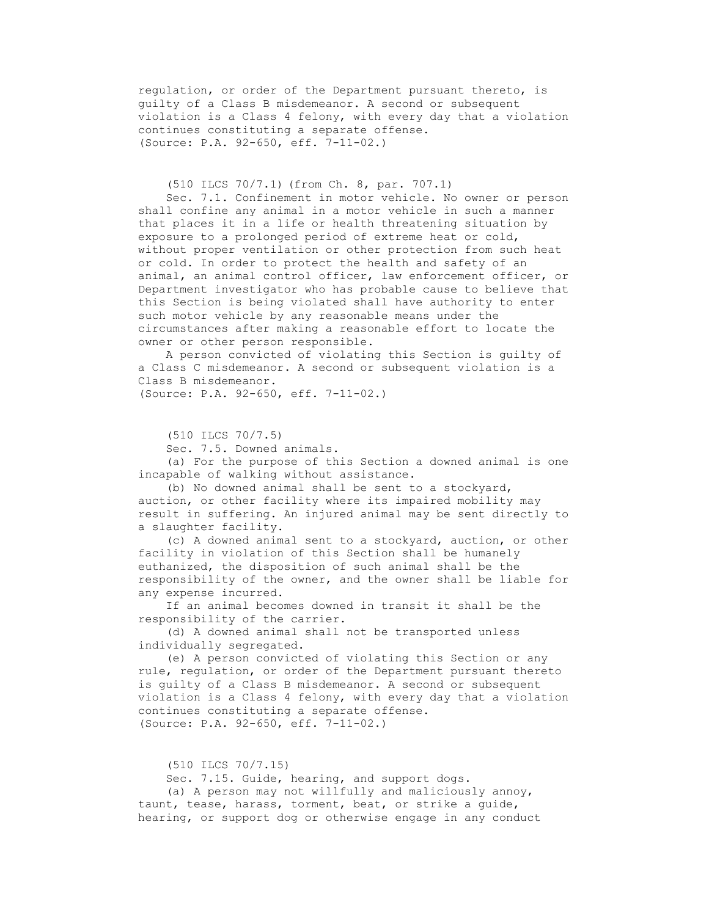regulation, or order of the Department pursuant thereto, is guilty of a Class B misdemeanor. A second or subsequent violation is a Class 4 felony, with every day that a violation continues constituting a separate offense.
(Source: P.A. 92-650, eff. 7-11-02.)

(510 ILCS 70/7.1) (from Ch. 8, par. 707.1)

Sec. 7.1. Confinement in motor vehicle. No owner or person shall confine any animal in a motor vehicle in such a manner that places it in a life or health threatening situation by exposure to a prolonged period of extreme heat or cold, without proper ventilation or other protection from such heat or cold. In order to protect the health and safety of an animal, an animal control officer, law enforcement officer, or Department investigator who has probable cause to believe that this Section is being violated shall have authority to enter such motor vehicle by any reasonable means under the circumstances after making a reasonable effort to locate the owner or other person responsible.

A person convicted of violating this Section is guilty of a Class C misdemeanor. A second or subsequent violation is a Class B misdemeanor.
(Source: P.A. 92-650, eff. 7-11-02.)

(510 ILCS 70/7.5)

Sec. 7.5. Downed animals.

(a) For the purpose of this Section a downed animal is one incapable of walking without assistance.

(b) No downed animal shall be sent to a stockyard, auction, or other facility where its impaired mobility may result in suffering. An injured animal may be sent directly to a slaughter facility.

(c) A downed animal sent to a stockyard, auction, or other facility in violation of this Section shall be humanely euthanized, the disposition of such animal shall be the responsibility of the owner, and the owner shall be liable for any expense incurred.

If an animal becomes downed in transit it shall be the responsibility of the carrier.

(d) A downed animal shall not be transported unless individually segregated.

(e) A person convicted of violating this Section or any rule, regulation, or order of the Department pursuant thereto is guilty of a Class B misdemeanor. A second or subsequent violation is a Class 4 felony, with every day that a violation continues constituting a separate offense.
(Source: P.A. 92-650, eff. 7-11-02.)

(510 ILCS 70/7.15)

Sec. 7.15. Guide, hearing, and support dogs.

(a) A person may not willfully and maliciously annoy, taunt, tease, harass, torment, beat, or strike a guide, hearing, or support dog or otherwise engage in any conduct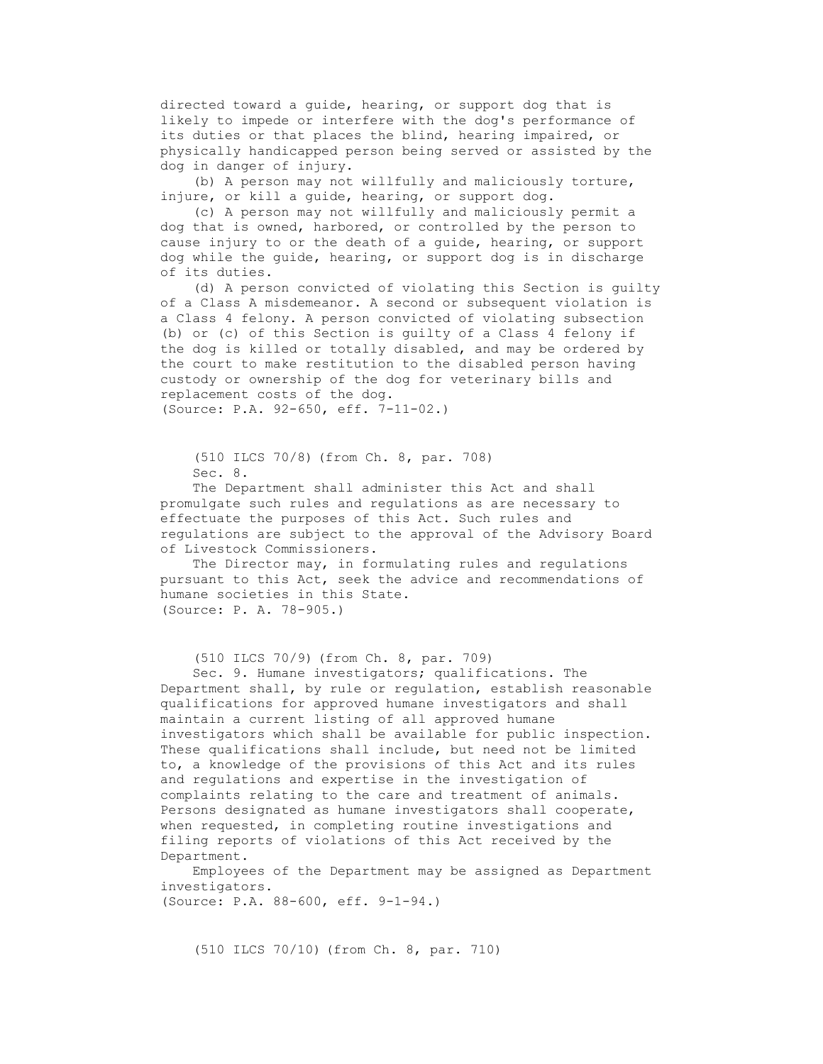directed toward a guide, hearing, or support dog that is likely to impede or interfere with the dog's performance of its duties or that places the blind, hearing impaired, or physically handicapped person being served or assisted by the dog in danger of injury.

(b) A person may not willfully and maliciously torture, injure, or kill a guide, hearing, or support dog.

(c) A person may not willfully and maliciously permit a dog that is owned, harbored, or controlled by the person to cause injury to or the death of a guide, hearing, or support dog while the guide, hearing, or support dog is in discharge of its duties.

(d) A person convicted of violating this Section is guilty of a Class A misdemeanor. A second or subsequent violation is a Class 4 felony. A person convicted of violating subsection (b) or (c) of this Section is guilty of a Class 4 felony if the dog is killed or totally disabled, and may be ordered by the court to make restitution to the disabled person having custody or ownership of the dog for veterinary bills and replacement costs of the dog.

(Source: P.A. 92-650, eff. 7-11-02.)

(510 ILCS 70/8) (from Ch. 8, par. 708)

Sec. 8.

The Department shall administer this Act and shall promulgate such rules and regulations as are necessary to effectuate the purposes of this Act. Such rules and regulations are subject to the approval of the Advisory Board of Livestock Commissioners.

The Director may, in formulating rules and regulations pursuant to this Act, seek the advice and recommendations of humane societies in this State.

(Source: P. A. 78-905.)

(510 ILCS 70/9) (from Ch. 8, par. 709)

Sec. 9. Humane investigators; qualifications. The Department shall, by rule or regulation, establish reasonable qualifications for approved humane investigators and shall maintain a current listing of all approved humane investigators which shall be available for public inspection. These qualifications shall include, but need not be limited to, a knowledge of the provisions of this Act and its rules and regulations and expertise in the investigation of complaints relating to the care and treatment of animals. Persons designated as humane investigators shall cooperate, when requested, in completing routine investigations and filing reports of violations of this Act received by the Department.

Employees of the Department may be assigned as Department investigators.

(Source: P.A. 88-600, eff. 9-1-94.)

(510 ILCS 70/10) (from Ch. 8, par. 710)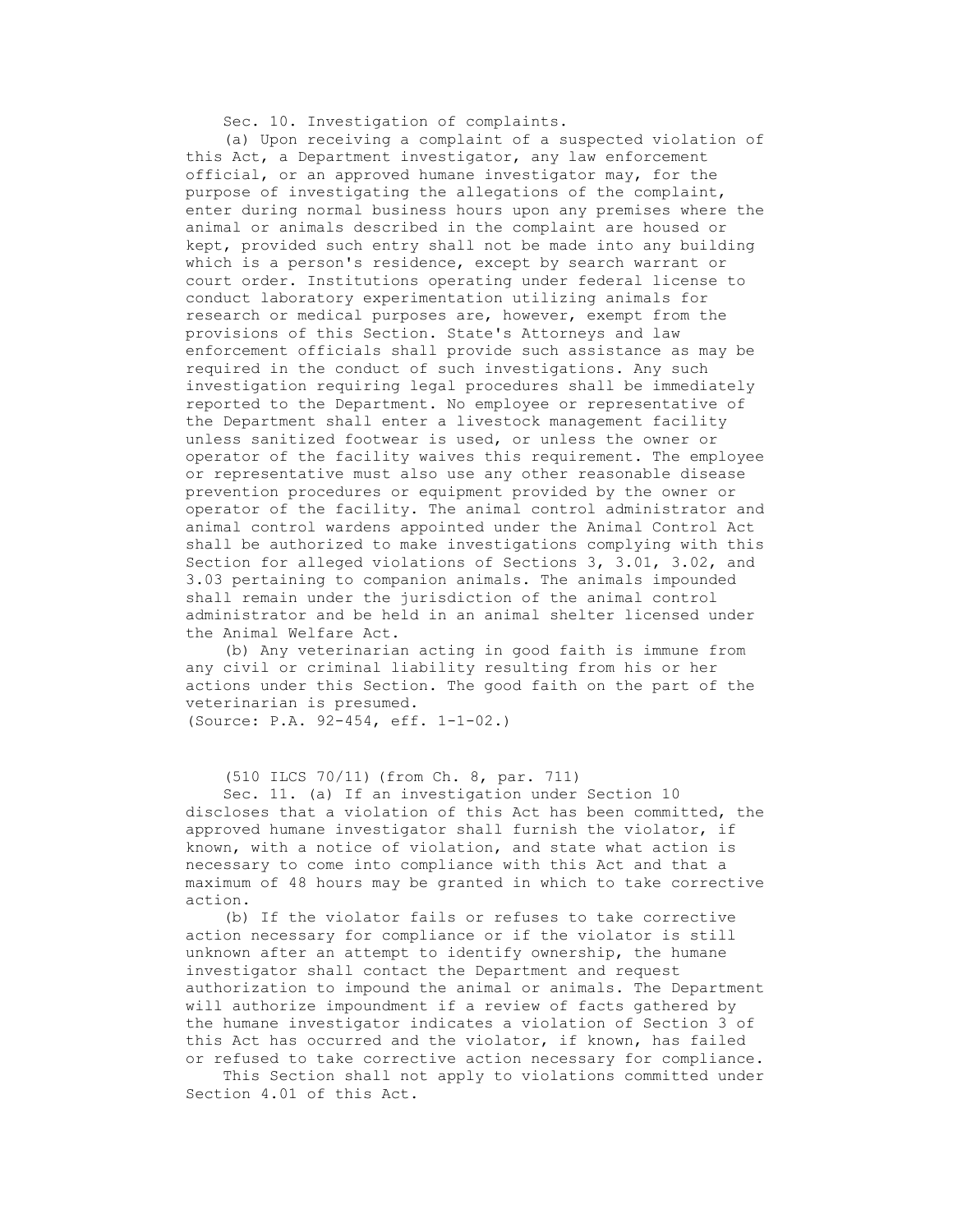Sec. 10. Investigation of complaints.

(a) Upon receiving a complaint of a suspected violation of this Act, a Department investigator, any law enforcement official, or an approved humane investigator may, for the purpose of investigating the allegations of the complaint, enter during normal business hours upon any premises where the animal or animals described in the complaint are housed or kept, provided such entry shall not be made into any building which is a person's residence, except by search warrant or court order. Institutions operating under federal license to conduct laboratory experimentation utilizing animals for research or medical purposes are, however, exempt from the provisions of this Section. State's Attorneys and law enforcement officials shall provide such assistance as may be required in the conduct of such investigations. Any such investigation requiring legal procedures shall be immediately reported to the Department. No employee or representative of the Department shall enter a livestock management facility unless sanitized footwear is used, or unless the owner or operator of the facility waives this requirement. The employee or representative must also use any other reasonable disease prevention procedures or equipment provided by the owner or operator of the facility. The animal control administrator and animal control wardens appointed under the Animal Control Act shall be authorized to make investigations complying with this Section for alleged violations of Sections 3, 3.01, 3.02, and 3.03 pertaining to companion animals. The animals impounded shall remain under the jurisdiction of the animal control administrator and be held in an animal shelter licensed under the Animal Welfare Act.

(b) Any veterinarian acting in good faith is immune from any civil or criminal liability resulting from his or her actions under this Section. The good faith on the part of the veterinarian is presumed.

(Source: P.A. 92-454, eff. 1-1-02.)

(510 ILCS 70/11) (from Ch. 8, par. 711)

Sec. 11. (a) If an investigation under Section 10 discloses that a violation of this Act has been committed, the approved humane investigator shall furnish the violator, if known, with a notice of violation, and state what action is necessary to come into compliance with this Act and that a maximum of 48 hours may be granted in which to take corrective action.

(b) If the violator fails or refuses to take corrective action necessary for compliance or if the violator is still unknown after an attempt to identify ownership, the humane investigator shall contact the Department and request authorization to impound the animal or animals. The Department will authorize impoundment if a review of facts gathered by the humane investigator indicates a violation of Section 3 of this Act has occurred and the violator, if known, has failed or refused to take corrective action necessary for compliance.

This Section shall not apply to violations committed under Section 4.01 of this Act.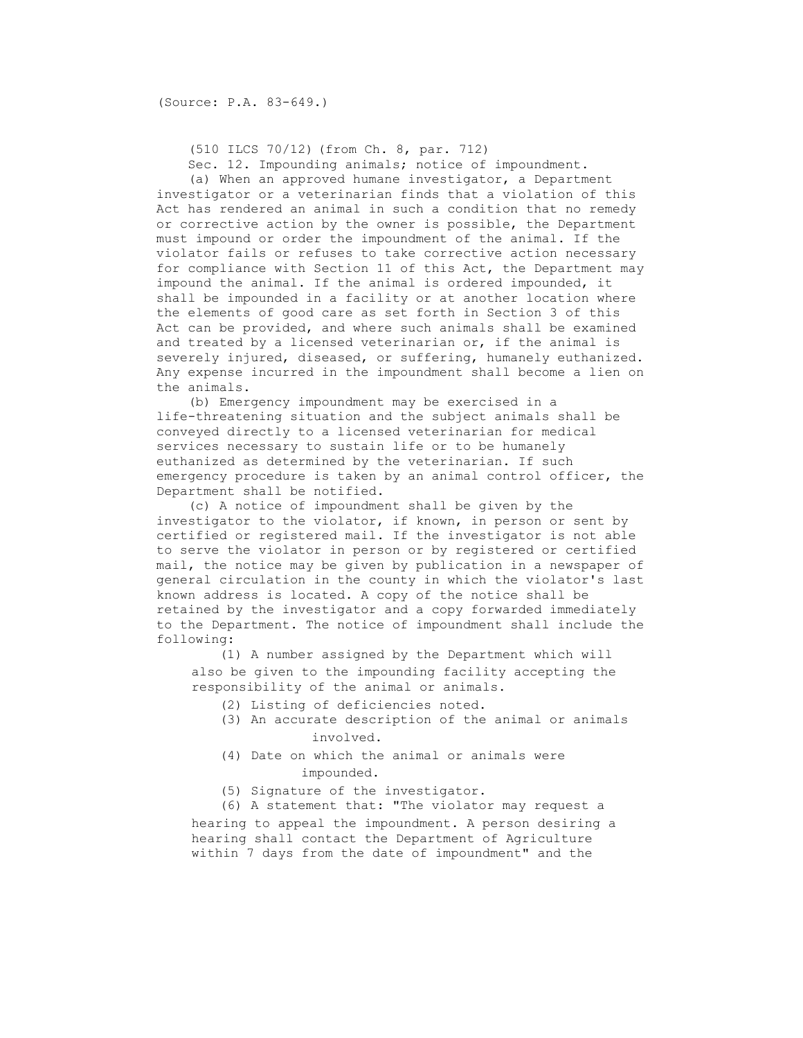(Source: P.A. 83-649.)

(510 ILCS 70/12) (from Ch. 8, par. 712)

Sec. 12. Impounding animals; notice of impoundment.

(a) When an approved humane investigator, a Department investigator or a veterinarian finds that a violation of this Act has rendered an animal in such a condition that no remedy or corrective action by the owner is possible, the Department must impound or order the impoundment of the animal. If the violator fails or refuses to take corrective action necessary for compliance with Section 11 of this Act, the Department may impound the animal. If the animal is ordered impounded, it shall be impounded in a facility or at another location where the elements of good care as set forth in Section 3 of this Act can be provided, and where such animals shall be examined and treated by a licensed veterinarian or, if the animal is severely injured, diseased, or suffering, humanely euthanized. Any expense incurred in the impoundment shall become a lien on the animals.

(b) Emergency impoundment may be exercised in a life-threatening situation and the subject animals shall be conveyed directly to a licensed veterinarian for medical services necessary to sustain life or to be humanely euthanized as determined by the veterinarian. If such emergency procedure is taken by an animal control officer, the Department shall be notified.

(c) A notice of impoundment shall be given by the investigator to the violator, if known, in person or sent by certified or registered mail. If the investigator is not able to serve the violator in person or by registered or certified mail, the notice may be given by publication in a newspaper of general circulation in the county in which the violator's last known address is located. A copy of the notice shall be retained by the investigator and a copy forwarded immediately to the Department. The notice of impoundment shall include the following:

(1) A number assigned by the Department which will also be given to the impounding facility accepting the responsibility of the animal or animals.

(2) Listing of deficiencies noted.

(3) An accurate description of the animal or animals involved.

(4) Date on which the animal or animals were impounded.

(5) Signature of the investigator.

(6) A statement that: "The violator may request a hearing to appeal the impoundment. A person desiring a hearing shall contact the Department of Agriculture within 7 days from the date of impoundment" and the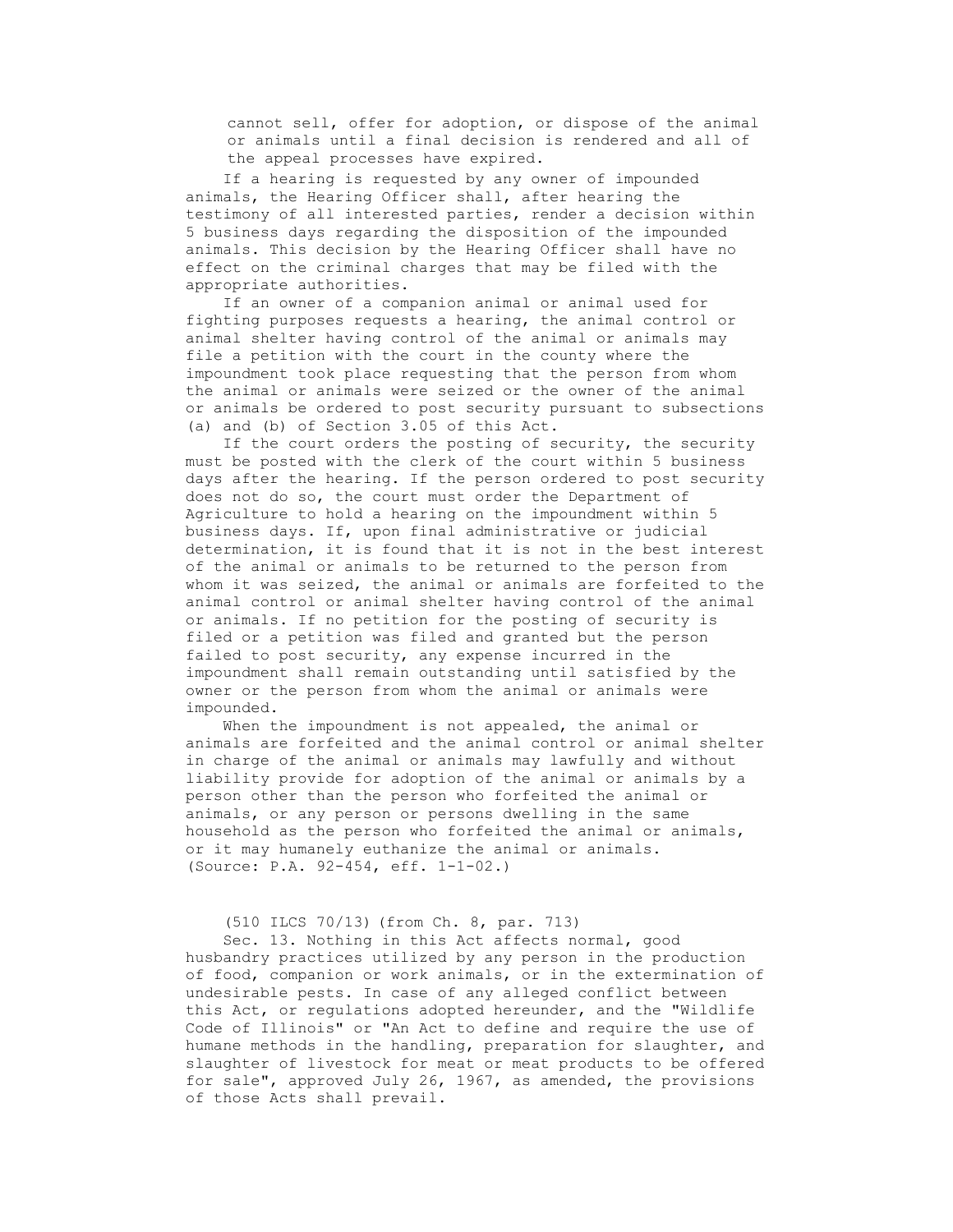cannot sell, offer for adoption, or dispose of the animal or animals until a final decision is rendered and all of the appeal processes have expired.

If a hearing is requested by any owner of impounded animals, the Hearing Officer shall, after hearing the testimony of all interested parties, render a decision within 5 business days regarding the disposition of the impounded animals. This decision by the Hearing Officer shall have no effect on the criminal charges that may be filed with the appropriate authorities.

If an owner of a companion animal or animal used for fighting purposes requests a hearing, the animal control or animal shelter having control of the animal or animals may file a petition with the court in the county where the impoundment took place requesting that the person from whom the animal or animals were seized or the owner of the animal or animals be ordered to post security pursuant to subsections (a) and (b) of Section 3.05 of this Act.

If the court orders the posting of security, the security must be posted with the clerk of the court within 5 business days after the hearing. If the person ordered to post security does not do so, the court must order the Department of Agriculture to hold a hearing on the impoundment within 5 business days. If, upon final administrative or judicial determination, it is found that it is not in the best interest of the animal or animals to be returned to the person from whom it was seized, the animal or animals are forfeited to the animal control or animal shelter having control of the animal or animals. If no petition for the posting of security is filed or a petition was filed and granted but the person failed to post security, any expense incurred in the impoundment shall remain outstanding until satisfied by the owner or the person from whom the animal or animals were impounded.

When the impoundment is not appealed, the animal or animals are forfeited and the animal control or animal shelter in charge of the animal or animals may lawfully and without liability provide for adoption of the animal or animals by a person other than the person who forfeited the animal or animals, or any person or persons dwelling in the same household as the person who forfeited the animal or animals, or it may humanely euthanize the animal or animals.
(Source: P.A. 92-454, eff. 1-1-02.)

(510 ILCS 70/13) (from Ch. 8, par. 713)

Sec. 13. Nothing in this Act affects normal, good husbandry practices utilized by any person in the production of food, companion or work animals, or in the extermination of undesirable pests. In case of any alleged conflict between this Act, or regulations adopted hereunder, and the "Wildlife Code of Illinois" or "An Act to define and require the use of humane methods in the handling, preparation for slaughter, and slaughter of livestock for meat or meat products to be offered for sale", approved July 26, 1967, as amended, the provisions of those Acts shall prevail.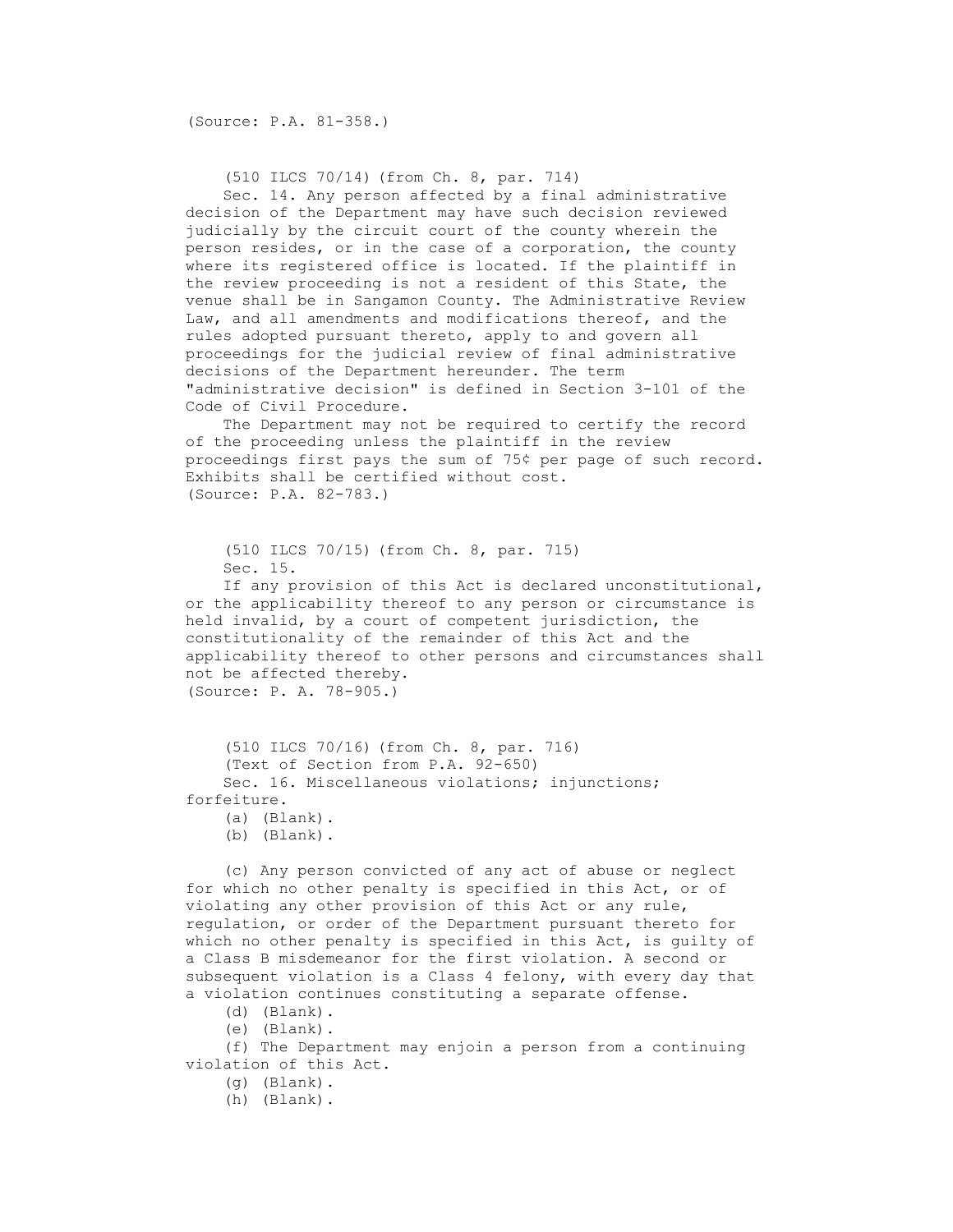(Source: P.A. 81-358.)

(510 ILCS 70/14) (from Ch. 8, par. 714)

Sec. 14. Any person affected by a final administrative decision of the Department may have such decision reviewed judicially by the circuit court of the county wherein the person resides, or in the case of a corporation, the county where its registered office is located. If the plaintiff in the review proceeding is not a resident of this State, the venue shall be in Sangamon County. The Administrative Review Law, and all amendments and modifications thereof, and the rules adopted pursuant thereto, apply to and govern all proceedings for the judicial review of final administrative decisions of the Department hereunder. The term "administrative decision" is defined in Section 3-101 of the Code of Civil Procedure.

The Department may not be required to certify the record of the proceeding unless the plaintiff in the review proceedings first pays the sum of 75¢ per page of such record. Exhibits shall be certified without cost.

(Source: P.A. 82-783.)

(510 ILCS 70/15) (from Ch. 8, par. 715)

Sec. 15.

If any provision of this Act is declared unconstitutional, or the applicability thereof to any person or circumstance is held invalid, by a court of competent jurisdiction, the constitutionality of the remainder of this Act and the applicability thereof to other persons and circumstances shall not be affected thereby.

(Source: P. A. 78-905.)

(510 ILCS 70/16) (from Ch. 8, par. 716)

(Text of Section from P.A. 92-650)

Sec. 16. Miscellaneous violations; injunctions; forfeiture.

(a) (Blank).

(b) (Blank).

(c) Any person convicted of any act of abuse or neglect for which no other penalty is specified in this Act, or of violating any other provision of this Act or any rule, regulation, or order of the Department pursuant thereto for which no other penalty is specified in this Act, is guilty of a Class B misdemeanor for the first violation. A second or subsequent violation is a Class 4 felony, with every day that a violation continues constituting a separate offense.

(d) (Blank).

(e) (Blank).

(f) The Department may enjoin a person from a continuing violation of this Act.

(g) (Blank).

(h) (Blank).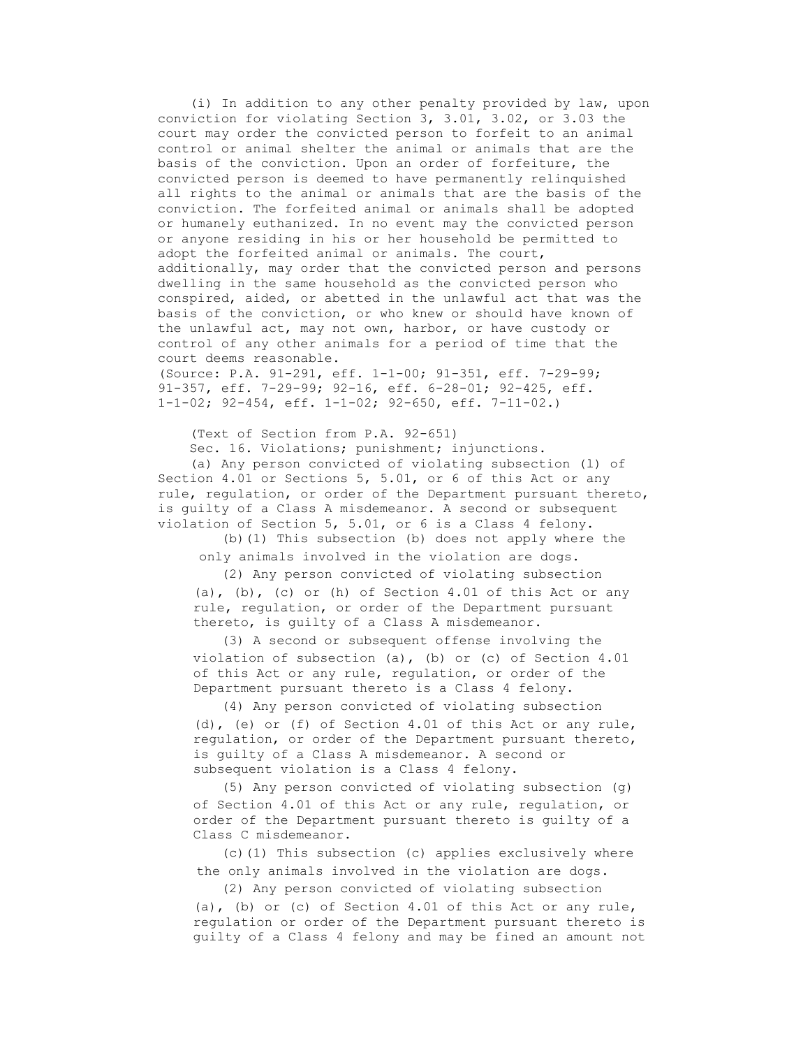(i) In addition to any other penalty provided by law, upon conviction for violating Section 3, 3.01, 3.02, or 3.03 the court may order the convicted person to forfeit to an animal control or animal shelter the animal or animals that are the basis of the conviction. Upon an order of forfeiture, the convicted person is deemed to have permanently relinquished all rights to the animal or animals that are the basis of the conviction. The forfeited animal or animals shall be adopted or humanely euthanized. In no event may the convicted person or anyone residing in his or her household be permitted to adopt the forfeited animal or animals. The court, additionally, may order that the convicted person and persons dwelling in the same household as the convicted person who conspired, aided, or abetted in the unlawful act that was the basis of the conviction, or who knew or should have known of the unlawful act, may not own, harbor, or have custody or control of any other animals for a period of time that the court deems reasonable.
(Source: P.A. 91-291, eff. 1-1-00; 91-351, eff. 7-29-99; 91-357, eff. 7-29-99; 92-16, eff. 6-28-01; 92-425, eff. 1-1-02; 92-454, eff. 1-1-02; 92-650, eff. 7-11-02.)

(Text of Section from P.A. 92-651)

Sec. 16. Violations; punishment; injunctions.

(a) Any person convicted of violating subsection (l) of Section 4.01 or Sections 5, 5.01, or 6 of this Act or any rule, regulation, or order of the Department pursuant thereto, is guilty of a Class A misdemeanor. A second or subsequent violation of Section 5, 5.01, or 6 is a Class 4 felony.

(b)(1) This subsection (b) does not apply where the only animals involved in the violation are dogs.

(2) Any person convicted of violating subsection (a), (b), (c) or (h) of Section 4.01 of this Act or any rule, regulation, or order of the Department pursuant thereto, is guilty of a Class A misdemeanor.

(3) A second or subsequent offense involving the violation of subsection (a), (b) or (c) of Section 4.01 of this Act or any rule, regulation, or order of the Department pursuant thereto is a Class 4 felony.

(4) Any person convicted of violating subsection (d), (e) or (f) of Section 4.01 of this Act or any rule, regulation, or order of the Department pursuant thereto, is guilty of a Class A misdemeanor. A second or subsequent violation is a Class 4 felony.

(5) Any person convicted of violating subsection (g) of Section 4.01 of this Act or any rule, regulation, or order of the Department pursuant thereto is guilty of a Class C misdemeanor.

(c)(1) This subsection (c) applies exclusively where the only animals involved in the violation are dogs.

(2) Any person convicted of violating subsection (a), (b) or (c) of Section 4.01 of this Act or any rule, regulation or order of the Department pursuant thereto is guilty of a Class 4 felony and may be fined an amount not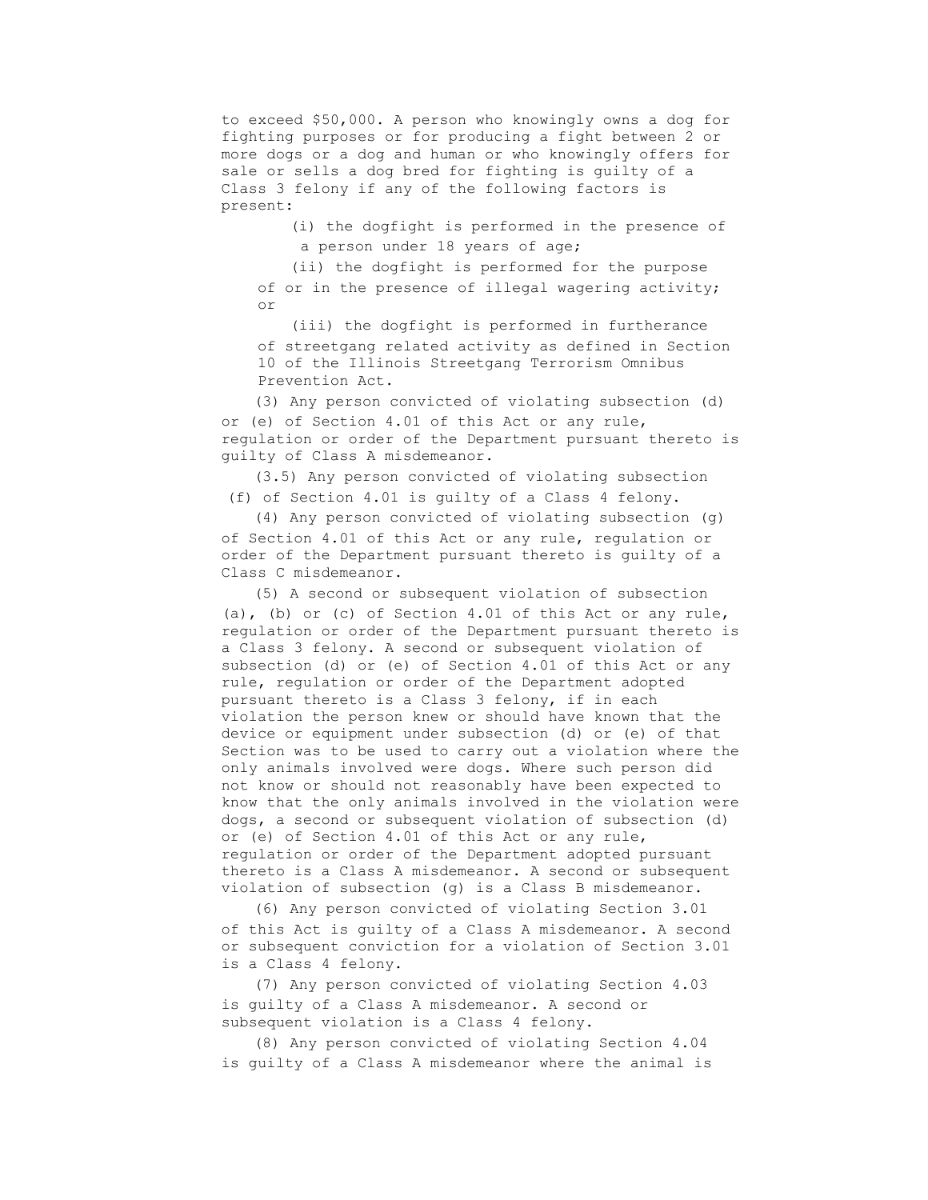to exceed $50,000. A person who knowingly owns a dog for fighting purposes or for producing a fight between 2 or more dogs or a dog and human or who knowingly offers for sale or sells a dog bred for fighting is guilty of a Class 3 felony if any of the following factors is present:

(i) the dogfight is performed in the presence of a person under 18 years of age;

(ii) the dogfight is performed for the purpose of or in the presence of illegal wagering activity; or

(iii) the dogfight is performed in furtherance of streetgang related activity as defined in Section 10 of the Illinois Streetgang Terrorism Omnibus Prevention Act.

(3) Any person convicted of violating subsection (d) or (e) of Section 4.01 of this Act or any rule, regulation or order of the Department pursuant thereto is guilty of Class A misdemeanor.

(3.5) Any person convicted of violating subsection (f) of Section 4.01 is guilty of a Class 4 felony.

(4) Any person convicted of violating subsection (g) of Section 4.01 of this Act or any rule, regulation or order of the Department pursuant thereto is guilty of a Class C misdemeanor.

(5) A second or subsequent violation of subsection (a), (b) or (c) of Section 4.01 of this Act or any rule, regulation or order of the Department pursuant thereto is a Class 3 felony. A second or subsequent violation of subsection (d) or (e) of Section 4.01 of this Act or any rule, regulation or order of the Department adopted pursuant thereto is a Class 3 felony, if in each violation the person knew or should have known that the device or equipment under subsection (d) or (e) of that Section was to be used to carry out a violation where the only animals involved were dogs. Where such person did not know or should not reasonably have been expected to know that the only animals involved in the violation were dogs, a second or subsequent violation of subsection (d) or (e) of Section 4.01 of this Act or any rule, regulation or order of the Department adopted pursuant thereto is a Class A misdemeanor. A second or subsequent violation of subsection (g) is a Class B misdemeanor.

(6) Any person convicted of violating Section 3.01 of this Act is guilty of a Class A misdemeanor. A second or subsequent conviction for a violation of Section 3.01 is a Class 4 felony.

(7) Any person convicted of violating Section 4.03 is guilty of a Class A misdemeanor. A second or subsequent violation is a Class 4 felony.

(8) Any person convicted of violating Section 4.04 is guilty of a Class A misdemeanor where the animal is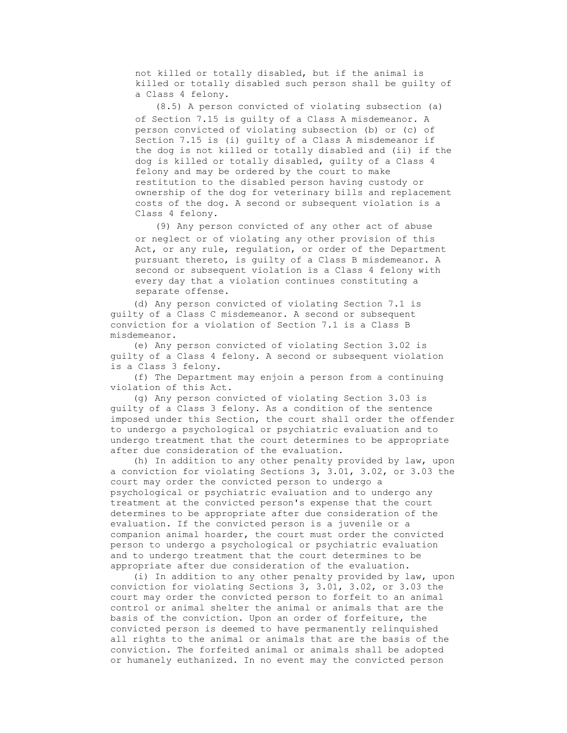not killed or totally disabled, but if the animal is killed or totally disabled such person shall be guilty of a Class 4 felony.

(8.5) A person convicted of violating subsection (a) of Section 7.15 is guilty of a Class A misdemeanor. A person convicted of violating subsection (b) or (c) of Section 7.15 is (i) guilty of a Class A misdemeanor if the dog is not killed or totally disabled and (ii) if the dog is killed or totally disabled, guilty of a Class 4 felony and may be ordered by the court to make restitution to the disabled person having custody or ownership of the dog for veterinary bills and replacement costs of the dog. A second or subsequent violation is a Class 4 felony.

(9) Any person convicted of any other act of abuse or neglect or of violating any other provision of this Act, or any rule, regulation, or order of the Department pursuant thereto, is guilty of a Class B misdemeanor. A second or subsequent violation is a Class 4 felony with every day that a violation continues constituting a separate offense.

(d) Any person convicted of violating Section 7.1 is guilty of a Class C misdemeanor. A second or subsequent conviction for a violation of Section 7.1 is a Class B misdemeanor.

(e) Any person convicted of violating Section 3.02 is guilty of a Class 4 felony. A second or subsequent violation is a Class 3 felony.

(f) The Department may enjoin a person from a continuing violation of this Act.

(g) Any person convicted of violating Section 3.03 is guilty of a Class 3 felony. As a condition of the sentence imposed under this Section, the court shall order the offender to undergo a psychological or psychiatric evaluation and to undergo treatment that the court determines to be appropriate after due consideration of the evaluation.

(h) In addition to any other penalty provided by law, upon a conviction for violating Sections 3, 3.01, 3.02, or 3.03 the court may order the convicted person to undergo a psychological or psychiatric evaluation and to undergo any treatment at the convicted person's expense that the court determines to be appropriate after due consideration of the evaluation. If the convicted person is a juvenile or a companion animal hoarder, the court must order the convicted person to undergo a psychological or psychiatric evaluation and to undergo treatment that the court determines to be appropriate after due consideration of the evaluation.

(i) In addition to any other penalty provided by law, upon conviction for violating Sections 3, 3.01, 3.02, or 3.03 the court may order the convicted person to forfeit to an animal control or animal shelter the animal or animals that are the basis of the conviction. Upon an order of forfeiture, the convicted person is deemed to have permanently relinquished all rights to the animal or animals that are the basis of the conviction. The forfeited animal or animals shall be adopted or humanely euthanized. In no event may the convicted person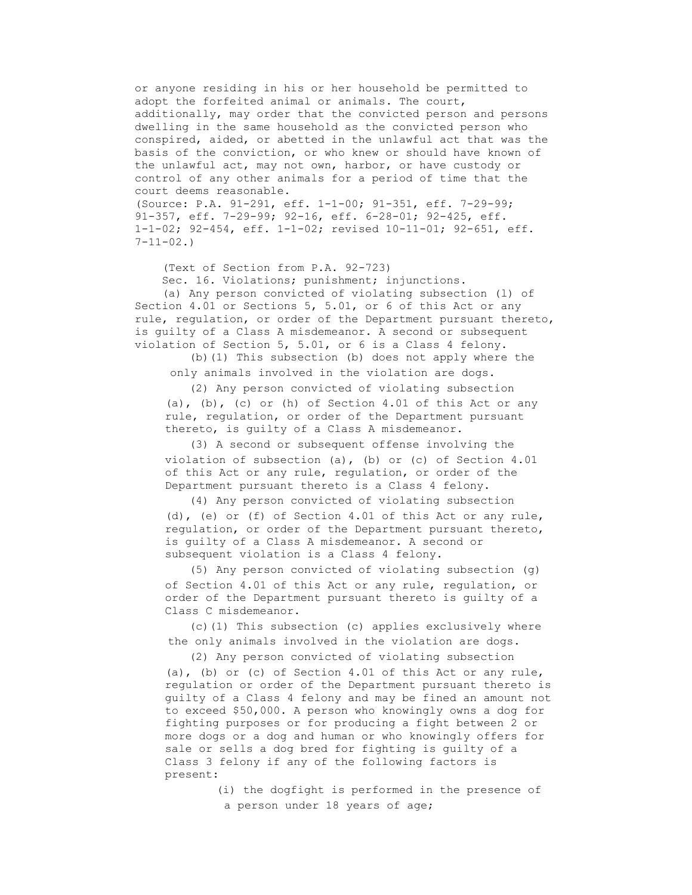or anyone residing in his or her household be permitted to adopt the forfeited animal or animals. The court, additionally, may order that the convicted person and persons dwelling in the same household as the convicted person who conspired, aided, or abetted in the unlawful act that was the basis of the conviction, or who knew or should have known of the unlawful act, may not own, harbor, or have custody or control of any other animals for a period of time that the court deems reasonable.
(Source: P.A. 91-291, eff. 1-1-00; 91-351, eff. 7-29-99; 91-357, eff. 7-29-99; 92-16, eff. 6-28-01; 92-425, eff. 1-1-02; 92-454, eff. 1-1-02; revised 10-11-01; 92-651, eff. 7-11-02.)

(Text of Section from P.A. 92-723)

Sec. 16. Violations; punishment; injunctions.

(a) Any person convicted of violating subsection (l) of Section 4.01 or Sections 5, 5.01, or 6 of this Act or any rule, regulation, or order of the Department pursuant thereto, is guilty of a Class A misdemeanor. A second or subsequent violation of Section 5, 5.01, or 6 is a Class 4 felony.

(b)(1) This subsection (b) does not apply where the only animals involved in the violation are dogs.

(2) Any person convicted of violating subsection (a), (b), (c) or (h) of Section 4.01 of this Act or any rule, regulation, or order of the Department pursuant thereto, is guilty of a Class A misdemeanor.

(3) A second or subsequent offense involving the violation of subsection (a), (b) or (c) of Section 4.01 of this Act or any rule, regulation, or order of the Department pursuant thereto is a Class 4 felony.

(4) Any person convicted of violating subsection (d), (e) or (f) of Section 4.01 of this Act or any rule, regulation, or order of the Department pursuant thereto, is guilty of a Class A misdemeanor. A second or subsequent violation is a Class 4 felony.

(5) Any person convicted of violating subsection (g) of Section 4.01 of this Act or any rule, regulation, or order of the Department pursuant thereto is guilty of a Class C misdemeanor.

(c)(1) This subsection (c) applies exclusively where the only animals involved in the violation are dogs.

(2) Any person convicted of violating subsection (a), (b) or (c) of Section 4.01 of this Act or any rule, regulation or order of the Department pursuant thereto is guilty of a Class 4 felony and may be fined an amount not to exceed $50,000. A person who knowingly owns a dog for fighting purposes or for producing a fight between 2 or more dogs or a dog and human or who knowingly offers for sale or sells a dog bred for fighting is guilty of a Class 3 felony if any of the following factors is present:

(i) the dogfight is performed in the presence of a person under 18 years of age;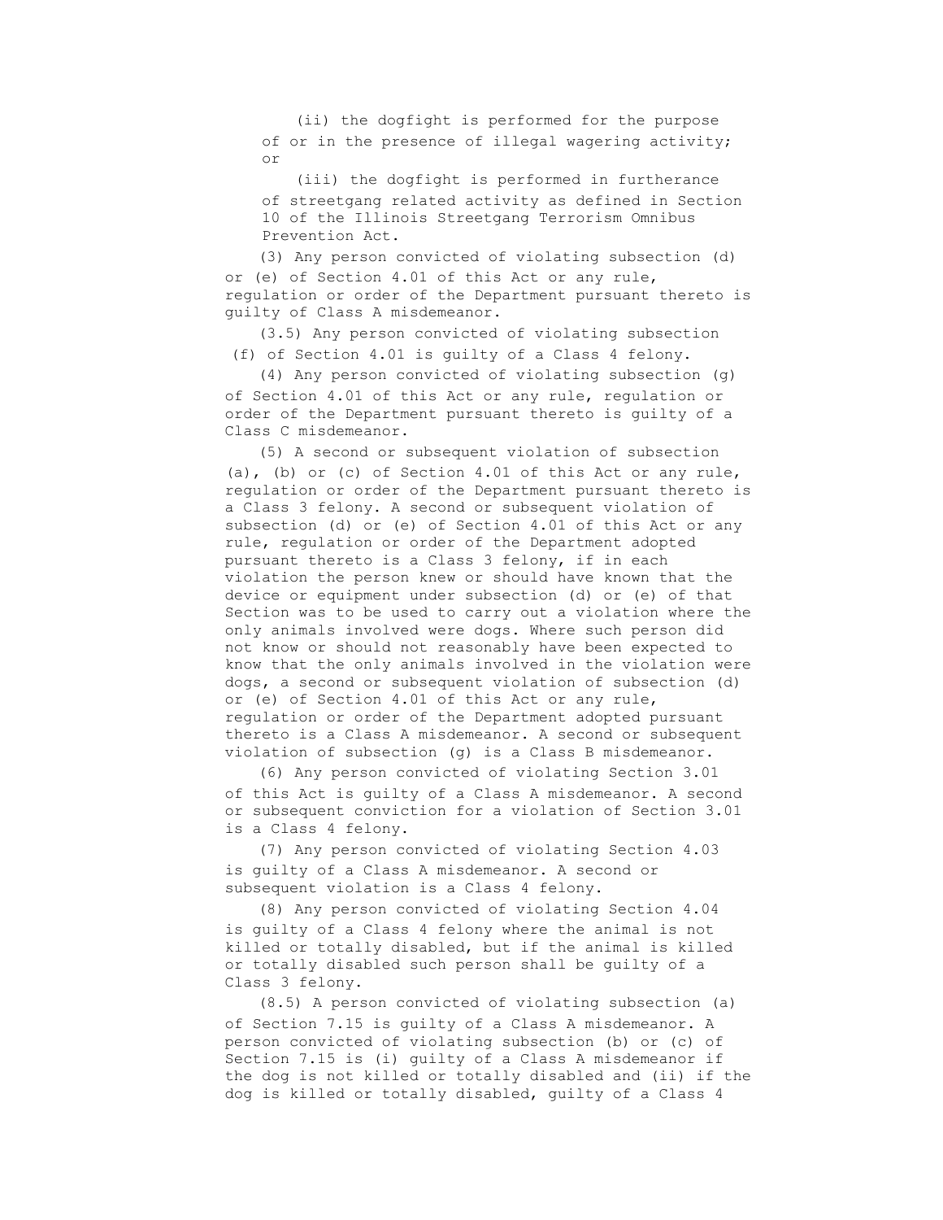(ii) the dogfight is performed for the purpose of or in the presence of illegal wagering activity; or

(iii) the dogfight is performed in furtherance of streetgang related activity as defined in Section 10 of the Illinois Streetgang Terrorism Omnibus Prevention Act.

(3) Any person convicted of violating subsection (d) or (e) of Section 4.01 of this Act or any rule, regulation or order of the Department pursuant thereto is guilty of Class A misdemeanor.

(3.5) Any person convicted of violating subsection (f) of Section 4.01 is guilty of a Class 4 felony.

(4) Any person convicted of violating subsection (g) of Section 4.01 of this Act or any rule, regulation or order of the Department pursuant thereto is guilty of a Class C misdemeanor.

(5) A second or subsequent violation of subsection (a), (b) or (c) of Section 4.01 of this Act or any rule, regulation or order of the Department pursuant thereto is a Class 3 felony. A second or subsequent violation of subsection (d) or (e) of Section 4.01 of this Act or any rule, regulation or order of the Department adopted pursuant thereto is a Class 3 felony, if in each violation the person knew or should have known that the device or equipment under subsection (d) or (e) of that Section was to be used to carry out a violation where the only animals involved were dogs. Where such person did not know or should not reasonably have been expected to know that the only animals involved in the violation were dogs, a second or subsequent violation of subsection (d) or (e) of Section 4.01 of this Act or any rule, regulation or order of the Department adopted pursuant thereto is a Class A misdemeanor. A second or subsequent violation of subsection (g) is a Class B misdemeanor.

(6) Any person convicted of violating Section 3.01 of this Act is guilty of a Class A misdemeanor. A second or subsequent conviction for a violation of Section 3.01 is a Class 4 felony.

(7) Any person convicted of violating Section 4.03 is guilty of a Class A misdemeanor. A second or subsequent violation is a Class 4 felony.

(8) Any person convicted of violating Section 4.04 is guilty of a Class 4 felony where the animal is not killed or totally disabled, but if the animal is killed or totally disabled such person shall be guilty of a Class 3 felony.

(8.5) A person convicted of violating subsection (a) of Section 7.15 is guilty of a Class A misdemeanor. A person convicted of violating subsection (b) or (c) of Section 7.15 is (i) guilty of a Class A misdemeanor if the dog is not killed or totally disabled and (ii) if the dog is killed or totally disabled, guilty of a Class 4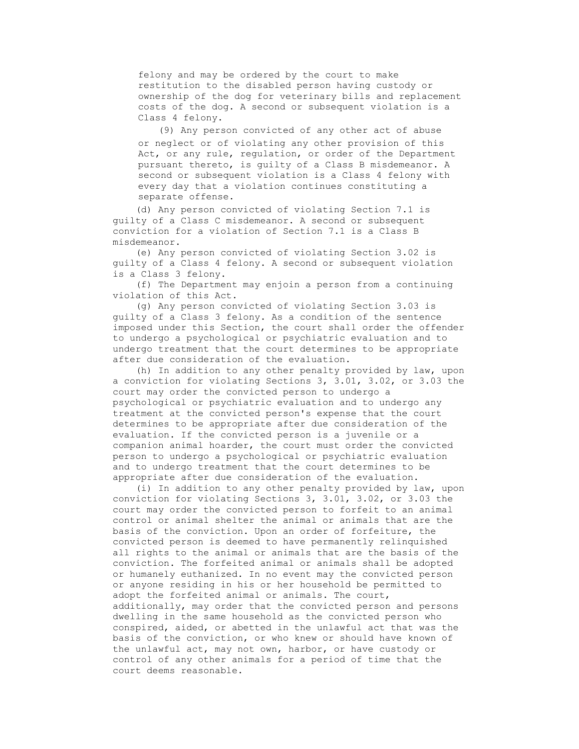felony and may be ordered by the court to make restitution to the disabled person having custody or ownership of the dog for veterinary bills and replacement costs of the dog. A second or subsequent violation is a Class 4 felony.

(9) Any person convicted of any other act of abuse or neglect or of violating any other provision of this Act, or any rule, regulation, or order of the Department pursuant thereto, is guilty of a Class B misdemeanor. A second or subsequent violation is a Class 4 felony with every day that a violation continues constituting a separate offense.

(d) Any person convicted of violating Section 7.1 is guilty of a Class C misdemeanor. A second or subsequent conviction for a violation of Section 7.1 is a Class B misdemeanor.

(e) Any person convicted of violating Section 3.02 is guilty of a Class 4 felony. A second or subsequent violation is a Class 3 felony.

(f) The Department may enjoin a person from a continuing violation of this Act.

(g) Any person convicted of violating Section 3.03 is guilty of a Class 3 felony. As a condition of the sentence imposed under this Section, the court shall order the offender to undergo a psychological or psychiatric evaluation and to undergo treatment that the court determines to be appropriate after due consideration of the evaluation.

(h) In addition to any other penalty provided by law, upon a conviction for violating Sections 3, 3.01, 3.02, or 3.03 the court may order the convicted person to undergo a psychological or psychiatric evaluation and to undergo any treatment at the convicted person's expense that the court determines to be appropriate after due consideration of the evaluation. If the convicted person is a juvenile or a companion animal hoarder, the court must order the convicted person to undergo a psychological or psychiatric evaluation and to undergo treatment that the court determines to be appropriate after due consideration of the evaluation.

(i) In addition to any other penalty provided by law, upon conviction for violating Sections 3, 3.01, 3.02, or 3.03 the court may order the convicted person to forfeit to an animal control or animal shelter the animal or animals that are the basis of the conviction. Upon an order of forfeiture, the convicted person is deemed to have permanently relinquished all rights to the animal or animals that are the basis of the conviction. The forfeited animal or animals shall be adopted or humanely euthanized. In no event may the convicted person or anyone residing in his or her household be permitted to adopt the forfeited animal or animals. The court, additionally, may order that the convicted person and persons dwelling in the same household as the convicted person who conspired, aided, or abetted in the unlawful act that was the basis of the conviction, or who knew or should have known of the unlawful act, may not own, harbor, or have custody or control of any other animals for a period of time that the court deems reasonable.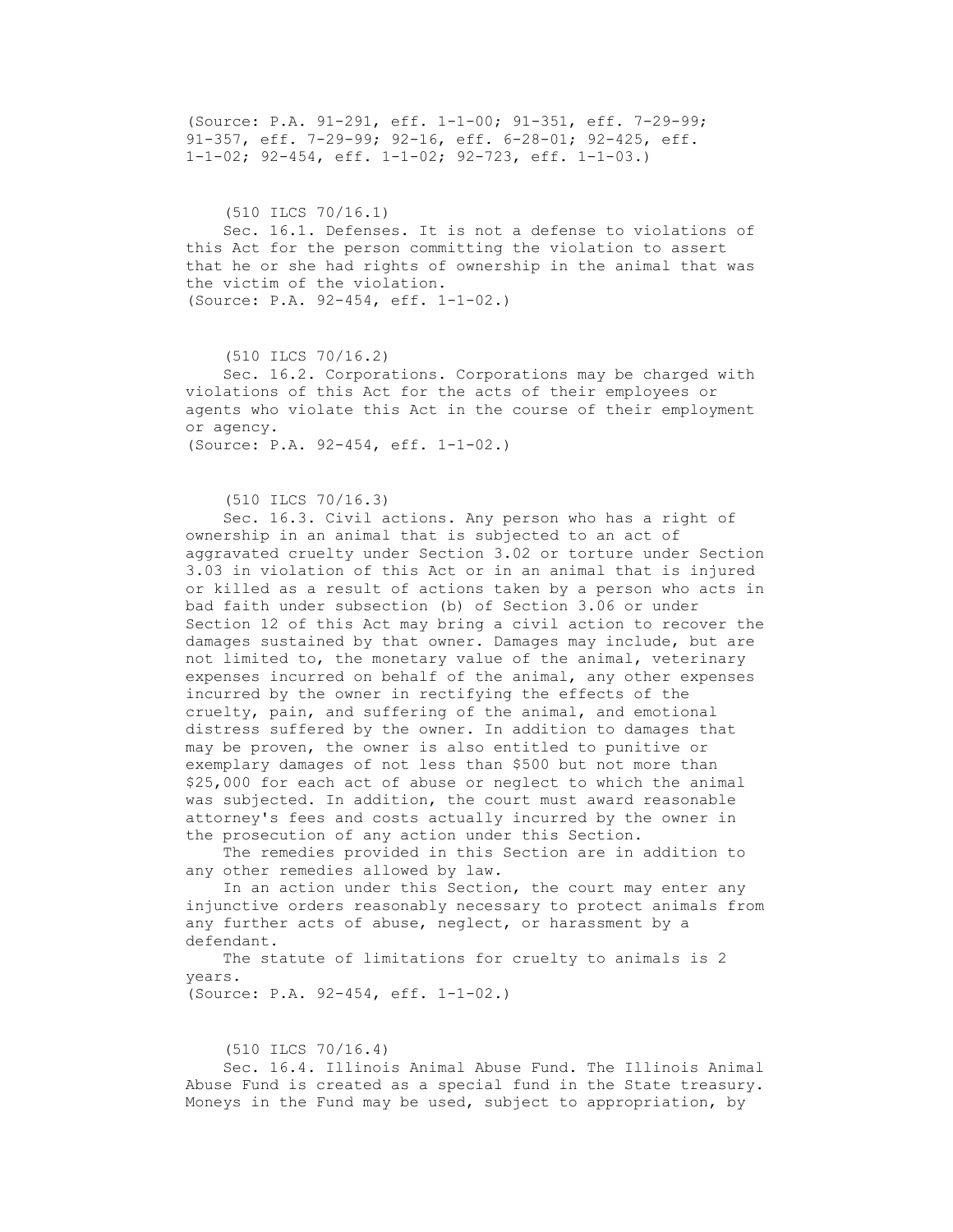(Source: P.A. 91-291, eff. 1-1-00; 91-351, eff. 7-29-99; 91-357, eff. 7-29-99; 92-16, eff. 6-28-01; 92-425, eff. 1-1-02; 92-454, eff. 1-1-02; 92-723, eff. 1-1-03.)

(510 ILCS 70/16.1)

Sec. 16.1. Defenses. It is not a defense to violations of this Act for the person committing the violation to assert that he or she had rights of ownership in the animal that was the victim of the violation.
(Source: P.A. 92-454, eff. 1-1-02.)

(510 ILCS 70/16.2)

Sec. 16.2. Corporations. Corporations may be charged with violations of this Act for the acts of their employees or agents who violate this Act in the course of their employment or agency.
(Source: P.A. 92-454, eff. 1-1-02.)

(510 ILCS 70/16.3)

Sec. 16.3. Civil actions. Any person who has a right of ownership in an animal that is subjected to an act of aggravated cruelty under Section 3.02 or torture under Section 3.03 in violation of this Act or in an animal that is injured or killed as a result of actions taken by a person who acts in bad faith under subsection (b) of Section 3.06 or under Section 12 of this Act may bring a civil action to recover the damages sustained by that owner. Damages may include, but are not limited to, the monetary value of the animal, veterinary expenses incurred on behalf of the animal, any other expenses incurred by the owner in rectifying the effects of the cruelty, pain, and suffering of the animal, and emotional distress suffered by the owner. In addition to damages that may be proven, the owner is also entitled to punitive or exemplary damages of not less than $500 but not more than $25,000 for each act of abuse or neglect to which the animal was subjected. In addition, the court must award reasonable attorney's fees and costs actually incurred by the owner in the prosecution of any action under this Section.

The remedies provided in this Section are in addition to any other remedies allowed by law.

In an action under this Section, the court may enter any injunctive orders reasonably necessary to protect animals from any further acts of abuse, neglect, or harassment by a defendant.

The statute of limitations for cruelty to animals is 2 years.
(Source: P.A. 92-454, eff. 1-1-02.)

(510 ILCS 70/16.4)

Sec. 16.4. Illinois Animal Abuse Fund. The Illinois Animal Abuse Fund is created as a special fund in the State treasury. Moneys in the Fund may be used, subject to appropriation, by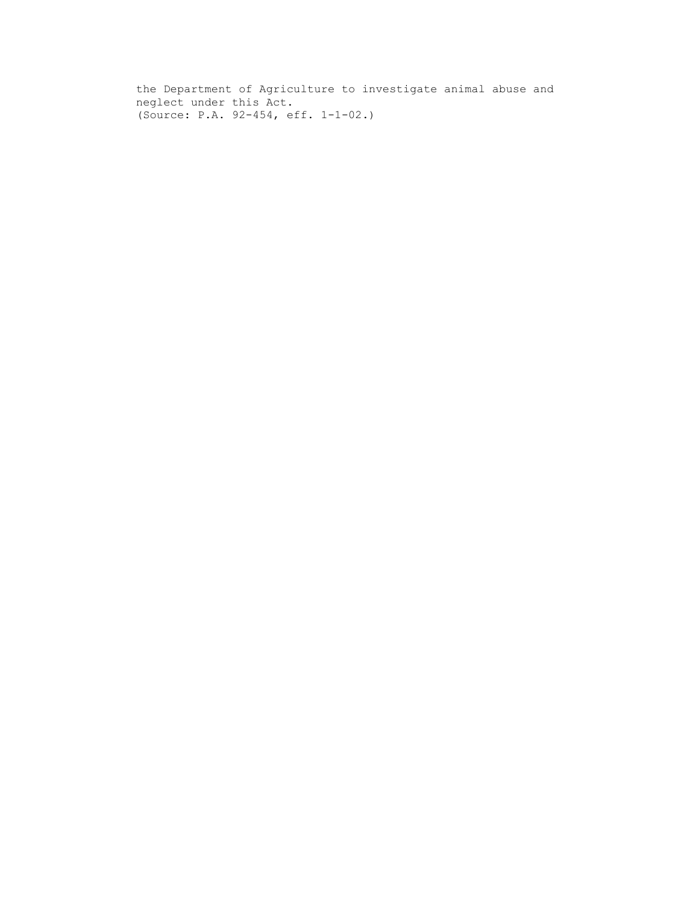the Department of Agriculture to investigate animal abuse and neglect under this Act.
(Source: P.A. 92-454, eff. 1-1-02.)